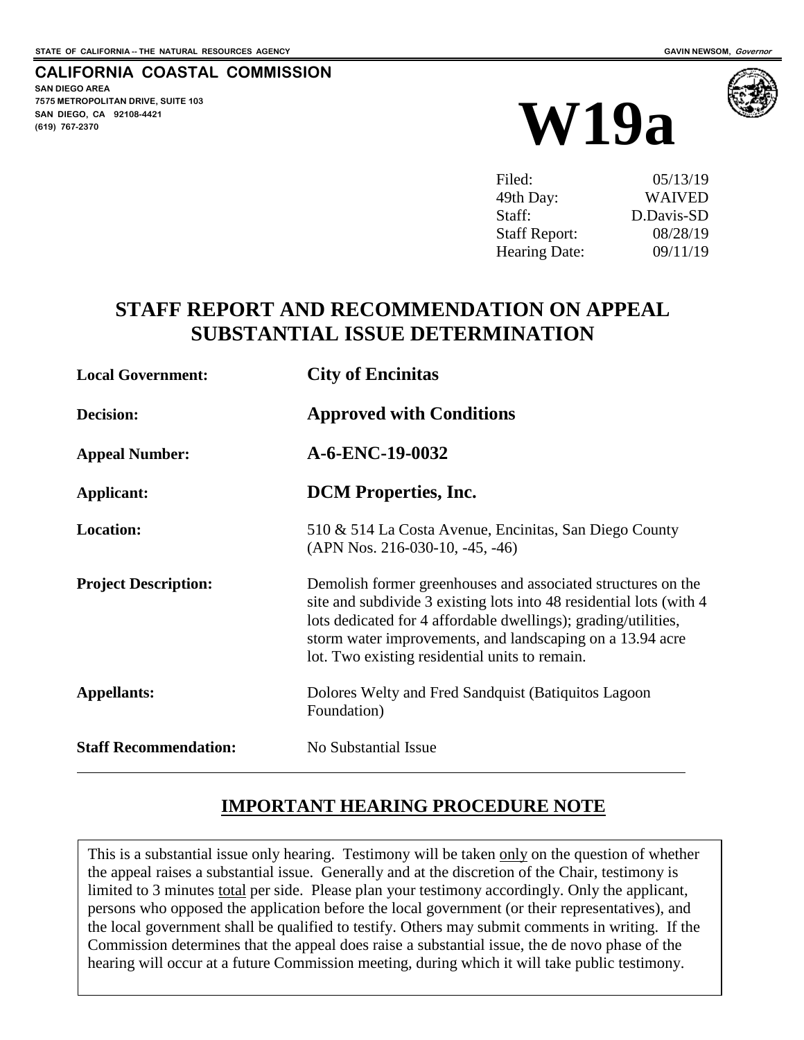STATE OF CALIFORNIA -- THE NATURAL RESOURCES AGENCY

GAVIN NEWSOM, *Governor*

**CALIFORNIA COASTAL COMMISSION**
**SAN DIEGO AREA**
**7575 METROPOLITAN DRIVE, SUITE 103**
**SAN DIEGO, CA 92108-4421**
**(619) 767-2370**

# W19a

| | |
|---|---|
| Filed: | 05/13/19 |
| 49th Day: | WAIVED |
| Staff: | D.Davis-SD |
| Staff Report: | 08/28/19 |
| Hearing Date: | 09/11/19 |

## STAFF REPORT AND RECOMMENDATION ON APPEAL SUBSTANTIAL ISSUE DETERMINATION

| | |
|---|---|
| **Local Government:** | **City of Encinitas** |
| **Decision:** | **Approved with Conditions** |
| **Appeal Number:** | **A-6-ENC-19-0032** |
| **Applicant:** | **DCM Properties, Inc.** |
| **Location:** | 510 & 514 La Costa Avenue, Encinitas, San Diego County (APN Nos. 216-030-10, -45, -46) |
| **Project Description:** | Demolish former greenhouses and associated structures on the site and subdivide 3 existing lots into 48 residential lots (with 4 lots dedicated for 4 affordable dwellings); grading/utilities, storm water improvements, and landscaping on a 13.94 acre lot. Two existing residential units to remain. |
| **Appellants:** | Dolores Welty and Fred Sandquist (Batiquitos Lagoon Foundation) |
| **Staff Recommendation:** | No Substantial Issue |

## IMPORTANT HEARING PROCEDURE NOTE

This is a substantial issue only hearing. Testimony will be taken only on the question of whether the appeal raises a substantial issue. Generally and at the discretion of the Chair, testimony is limited to 3 minutes total per side. Please plan your testimony accordingly. Only the applicant, persons who opposed the application before the local government (or their representatives), and the local government shall be qualified to testify. Others may submit comments in writing. If the Commission determines that the appeal does raise a substantial issue, the de novo phase of the hearing will occur at a future Commission meeting, during which it will take public testimony.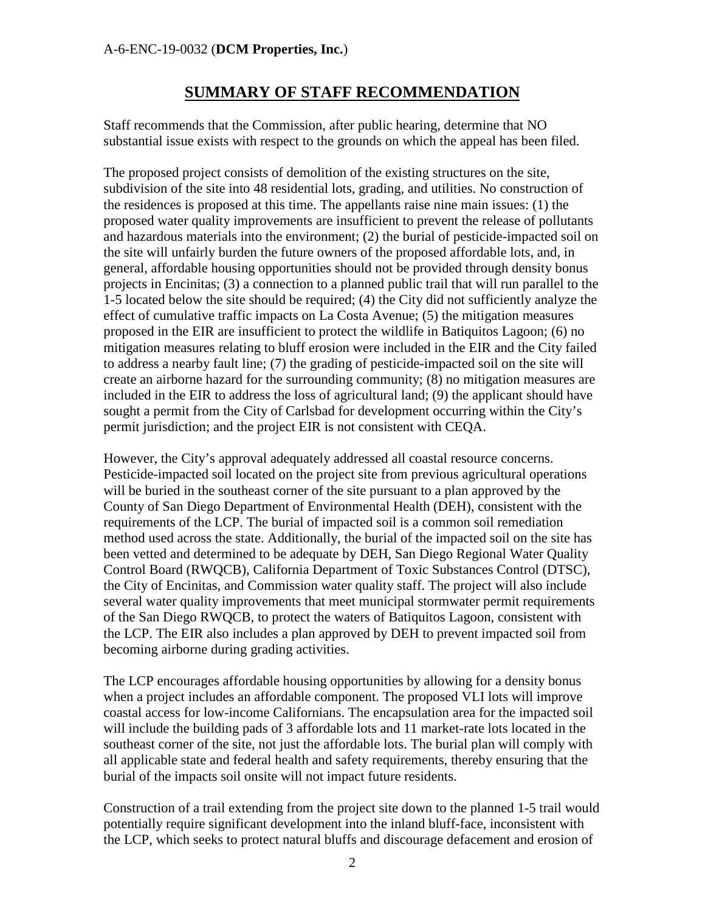## SUMMARY OF STAFF RECOMMENDATION

Staff recommends that the Commission, after public hearing, determine that NO substantial issue exists with respect to the grounds on which the appeal has been filed.

The proposed project consists of demolition of the existing structures on the site, subdivision of the site into 48 residential lots, grading, and utilities. No construction of the residences is proposed at this time. The appellants raise nine main issues: (1) the proposed water quality improvements are insufficient to prevent the release of pollutants and hazardous materials into the environment; (2) the burial of pesticide-impacted soil on the site will unfairly burden the future owners of the proposed affordable lots, and, in general, affordable housing opportunities should not be provided through density bonus projects in Encinitas; (3) a connection to a planned public trail that will run parallel to the 1-5 located below the site should be required; (4) the City did not sufficiently analyze the effect of cumulative traffic impacts on La Costa Avenue; (5) the mitigation measures proposed in the EIR are insufficient to protect the wildlife in Batiquitos Lagoon; (6) no mitigation measures relating to bluff erosion were included in the EIR and the City failed to address a nearby fault line; (7) the grading of pesticide-impacted soil on the site will create an airborne hazard for the surrounding community; (8) no mitigation measures are included in the EIR to address the loss of agricultural land; (9) the applicant should have sought a permit from the City of Carlsbad for development occurring within the City's permit jurisdiction; and the project EIR is not consistent with CEQA.

However, the City's approval adequately addressed all coastal resource concerns. Pesticide-impacted soil located on the project site from previous agricultural operations will be buried in the southeast corner of the site pursuant to a plan approved by the County of San Diego Department of Environmental Health (DEH), consistent with the requirements of the LCP. The burial of impacted soil is a common soil remediation method used across the state. Additionally, the burial of the impacted soil on the site has been vetted and determined to be adequate by DEH, San Diego Regional Water Quality Control Board (RWQCB), California Department of Toxic Substances Control (DTSC), the City of Encinitas, and Commission water quality staff. The project will also include several water quality improvements that meet municipal stormwater permit requirements of the San Diego RWQCB, to protect the waters of Batiquitos Lagoon, consistent with the LCP. The EIR also includes a plan approved by DEH to prevent impacted soil from becoming airborne during grading activities.

The LCP encourages affordable housing opportunities by allowing for a density bonus when a project includes an affordable component. The proposed VLI lots will improve coastal access for low-income Californians. The encapsulation area for the impacted soil will include the building pads of 3 affordable lots and 11 market-rate lots located in the southeast corner of the site, not just the affordable lots. The burial plan will comply with all applicable state and federal health and safety requirements, thereby ensuring that the burial of the impacts soil onsite will not impact future residents.

Construction of a trail extending from the project site down to the planned 1-5 trail would potentially require significant development into the inland bluff-face, inconsistent with the LCP, which seeks to protect natural bluffs and discourage defacement and erosion of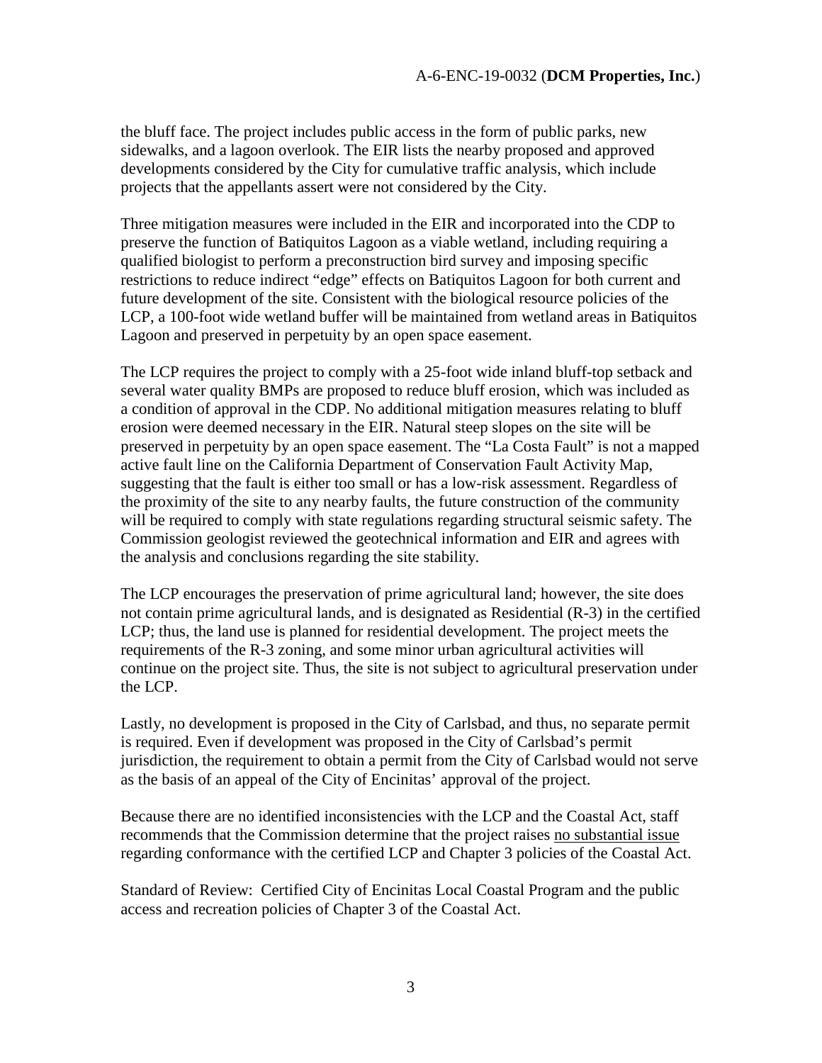the bluff face. The project includes public access in the form of public parks, new sidewalks, and a lagoon overlook. The EIR lists the nearby proposed and approved developments considered by the City for cumulative traffic analysis, which include projects that the appellants assert were not considered by the City.

Three mitigation measures were included in the EIR and incorporated into the CDP to preserve the function of Batiquitos Lagoon as a viable wetland, including requiring a qualified biologist to perform a preconstruction bird survey and imposing specific restrictions to reduce indirect "edge" effects on Batiquitos Lagoon for both current and future development of the site. Consistent with the biological resource policies of the LCP, a 100-foot wide wetland buffer will be maintained from wetland areas in Batiquitos Lagoon and preserved in perpetuity by an open space easement.

The LCP requires the project to comply with a 25-foot wide inland bluff-top setback and several water quality BMPs are proposed to reduce bluff erosion, which was included as a condition of approval in the CDP. No additional mitigation measures relating to bluff erosion were deemed necessary in the EIR. Natural steep slopes on the site will be preserved in perpetuity by an open space easement. The "La Costa Fault" is not a mapped active fault line on the California Department of Conservation Fault Activity Map, suggesting that the fault is either too small or has a low-risk assessment. Regardless of the proximity of the site to any nearby faults, the future construction of the community will be required to comply with state regulations regarding structural seismic safety. The Commission geologist reviewed the geotechnical information and EIR and agrees with the analysis and conclusions regarding the site stability.

The LCP encourages the preservation of prime agricultural land; however, the site does not contain prime agricultural lands, and is designated as Residential (R-3) in the certified LCP; thus, the land use is planned for residential development. The project meets the requirements of the R-3 zoning, and some minor urban agricultural activities will continue on the project site. Thus, the site is not subject to agricultural preservation under the LCP.

Lastly, no development is proposed in the City of Carlsbad, and thus, no separate permit is required. Even if development was proposed in the City of Carlsbad's permit jurisdiction, the requirement to obtain a permit from the City of Carlsbad would not serve as the basis of an appeal of the City of Encinitas' approval of the project.

Because there are no identified inconsistencies with the LCP and the Coastal Act, staff recommends that the Commission determine that the project raises no substantial issue regarding conformance with the certified LCP and Chapter 3 policies of the Coastal Act.

Standard of Review: Certified City of Encinitas Local Coastal Program and the public access and recreation policies of Chapter 3 of the Coastal Act.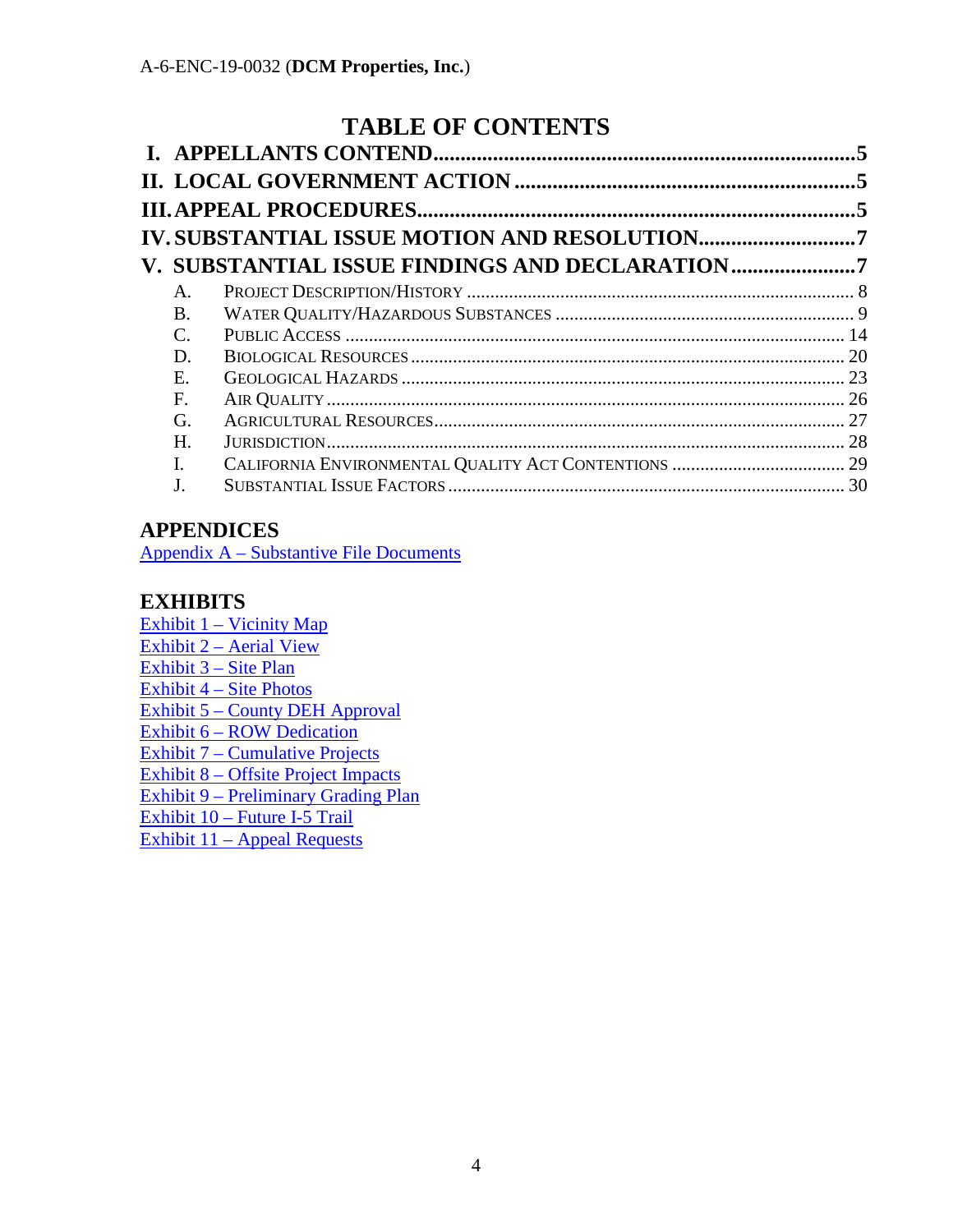# TABLE OF CONTENTS

**I. APPELLANTS CONTEND.............................................................................5**

**II. LOCAL GOVERNMENT ACTION ...............................................................5**

**III. APPEAL PROCEDURES.................................................................................5**

**IV. SUBSTANTIAL ISSUE MOTION AND RESOLUTION.............................7**

**V. SUBSTANTIAL ISSUE FINDINGS AND DECLARATION.......................7**

- A. PROJECT DESCRIPTION/HISTORY ..................................................................... 8
- B. WATER QUALITY/HAZARDOUS SUBSTANCES ................................................... 9
- C. PUBLIC ACCESS ............................................................................................ 14
- D. BIOLOGICAL RESOURCES ............................................................................. 20
- E. GEOLOGICAL HAZARDS ............................................................................... 23
- F. AIR QUALITY ................................................................................................ 26
- G. AGRICULTURAL RESOURCES......................................................................... 27
- H. JURISDICTION................................................................................................ 28
- I. CALIFORNIA ENVIRONMENTAL QUALITY ACT CONTENTIONS ...................... 29
- J. SUBSTANTIAL ISSUE FACTORS ..................................................................... 30

## APPENDICES

Appendix A – Substantive File Documents

## EXHIBITS

Exhibit 1 – Vicinity Map
Exhibit 2 – Aerial View
Exhibit 3 – Site Plan
Exhibit 4 – Site Photos
Exhibit 5 – County DEH Approval
Exhibit 6 – ROW Dedication
Exhibit 7 – Cumulative Projects
Exhibit 8 – Offsite Project Impacts
Exhibit 9 – Preliminary Grading Plan
Exhibit 10 – Future I-5 Trail
Exhibit 11 – Appeal Requests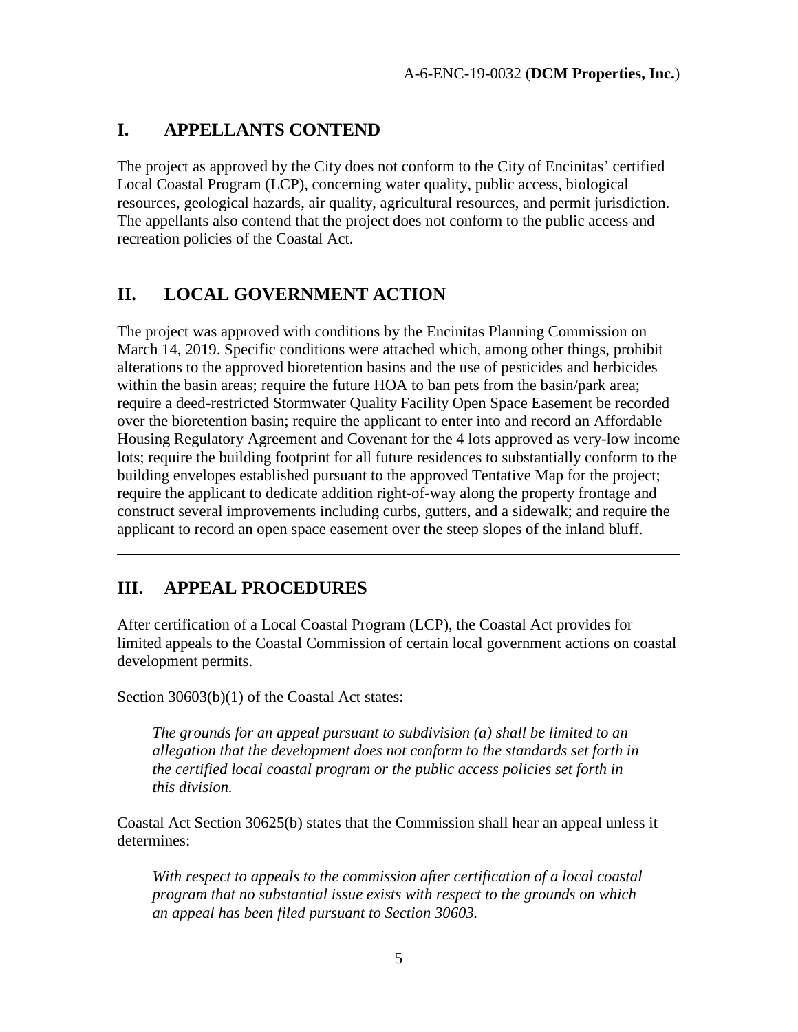## I. APPELLANTS CONTEND

The project as approved by the City does not conform to the City of Encinitas' certified Local Coastal Program (LCP), concerning water quality, public access, biological resources, geological hazards, air quality, agricultural resources, and permit jurisdiction. The appellants also contend that the project does not conform to the public access and recreation policies of the Coastal Act.

---

## II. LOCAL GOVERNMENT ACTION

The project was approved with conditions by the Encinitas Planning Commission on March 14, 2019. Specific conditions were attached which, among other things, prohibit alterations to the approved bioretention basins and the use of pesticides and herbicides within the basin areas; require the future HOA to ban pets from the basin/park area; require a deed-restricted Stormwater Quality Facility Open Space Easement be recorded over the bioretention basin; require the applicant to enter into and record an Affordable Housing Regulatory Agreement and Covenant for the 4 lots approved as very-low income lots; require the building footprint for all future residences to substantially conform to the building envelopes established pursuant to the approved Tentative Map for the project; require the applicant to dedicate addition right-of-way along the property frontage and construct several improvements including curbs, gutters, and a sidewalk; and require the applicant to record an open space easement over the steep slopes of the inland bluff.

---

## III. APPEAL PROCEDURES

After certification of a Local Coastal Program (LCP), the Coastal Act provides for limited appeals to the Coastal Commission of certain local government actions on coastal development permits.

Section 30603(b)(1) of the Coastal Act states:

> *The grounds for an appeal pursuant to subdivision (a) shall be limited to an allegation that the development does not conform to the standards set forth in the certified local coastal program or the public access policies set forth in this division.*

Coastal Act Section 30625(b) states that the Commission shall hear an appeal unless it determines:

> *With respect to appeals to the commission after certification of a local coastal program that no substantial issue exists with respect to the grounds on which an appeal has been filed pursuant to Section 30603.*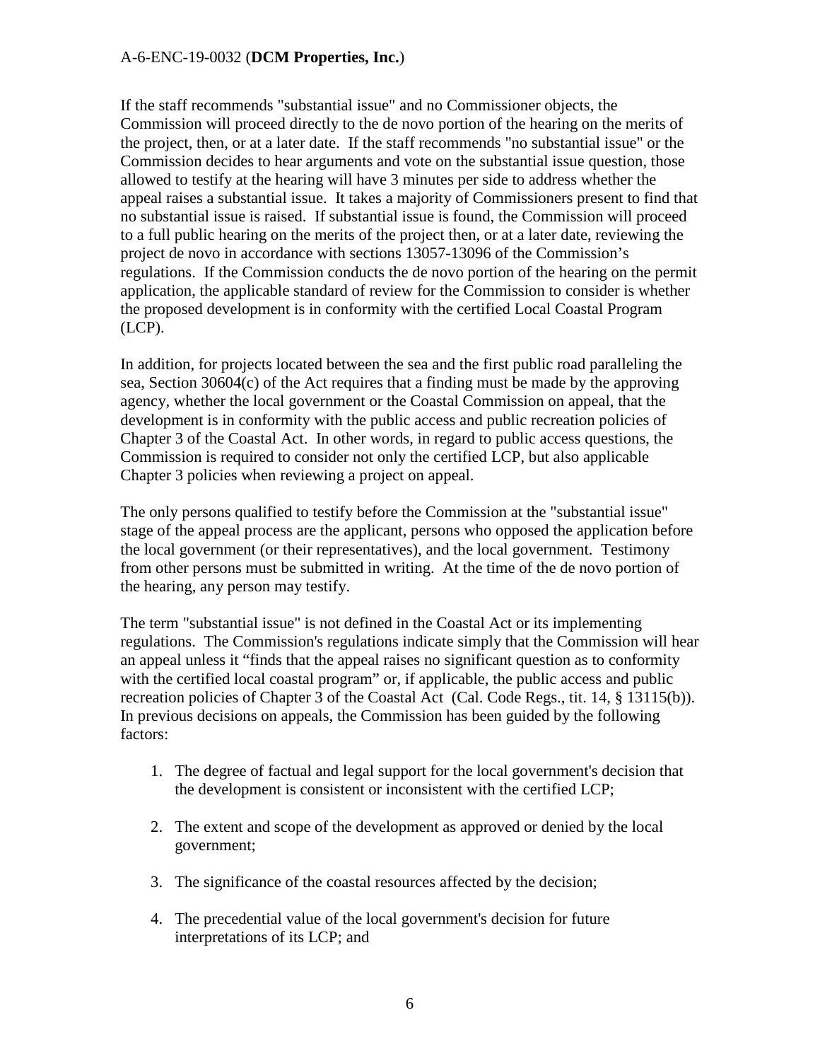If the staff recommends "substantial issue" and no Commissioner objects, the Commission will proceed directly to the de novo portion of the hearing on the merits of the project, then, or at a later date. If the staff recommends "no substantial issue" or the Commission decides to hear arguments and vote on the substantial issue question, those allowed to testify at the hearing will have 3 minutes per side to address whether the appeal raises a substantial issue. It takes a majority of Commissioners present to find that no substantial issue is raised. If substantial issue is found, the Commission will proceed to a full public hearing on the merits of the project then, or at a later date, reviewing the project de novo in accordance with sections 13057-13096 of the Commission's regulations. If the Commission conducts the de novo portion of the hearing on the permit application, the applicable standard of review for the Commission to consider is whether the proposed development is in conformity with the certified Local Coastal Program (LCP).

In addition, for projects located between the sea and the first public road paralleling the sea, Section 30604(c) of the Act requires that a finding must be made by the approving agency, whether the local government or the Coastal Commission on appeal, that the development is in conformity with the public access and public recreation policies of Chapter 3 of the Coastal Act. In other words, in regard to public access questions, the Commission is required to consider not only the certified LCP, but also applicable Chapter 3 policies when reviewing a project on appeal.

The only persons qualified to testify before the Commission at the "substantial issue" stage of the appeal process are the applicant, persons who opposed the application before the local government (or their representatives), and the local government. Testimony from other persons must be submitted in writing. At the time of the de novo portion of the hearing, any person may testify.

The term "substantial issue" is not defined in the Coastal Act or its implementing regulations. The Commission's regulations indicate simply that the Commission will hear an appeal unless it "finds that the appeal raises no significant question as to conformity with the certified local coastal program" or, if applicable, the public access and public recreation policies of Chapter 3 of the Coastal Act (Cal. Code Regs., tit. 14, § 13115(b)). In previous decisions on appeals, the Commission has been guided by the following factors:

1. The degree of factual and legal support for the local government's decision that the development is consistent or inconsistent with the certified LCP;

2. The extent and scope of the development as approved or denied by the local government;

3. The significance of the coastal resources affected by the decision;

4. The precedential value of the local government's decision for future interpretations of its LCP; and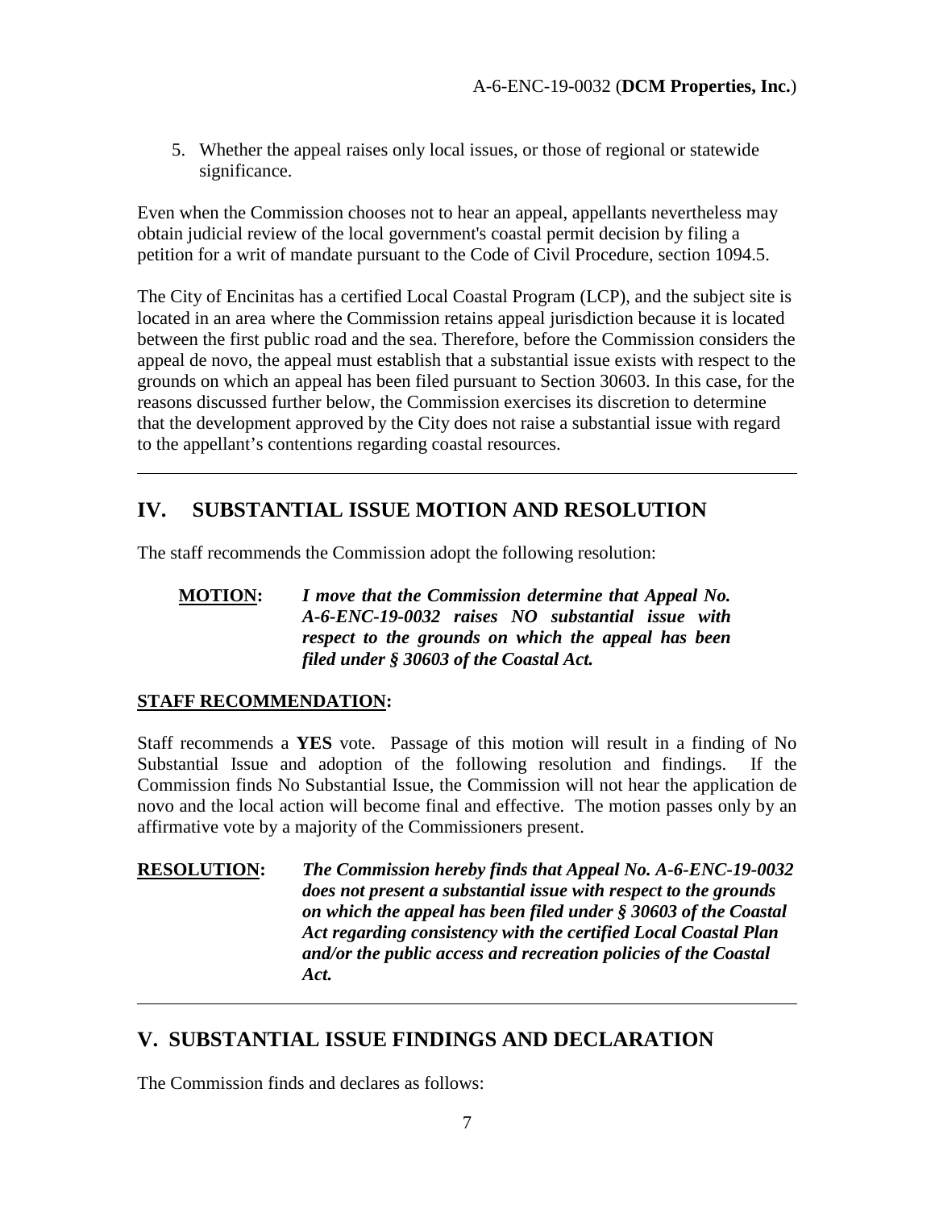5. Whether the appeal raises only local issues, or those of regional or statewide significance.

Even when the Commission chooses not to hear an appeal, appellants nevertheless may obtain judicial review of the local government's coastal permit decision by filing a petition for a writ of mandate pursuant to the Code of Civil Procedure, section 1094.5.

The City of Encinitas has a certified Local Coastal Program (LCP), and the subject site is located in an area where the Commission retains appeal jurisdiction because it is located between the first public road and the sea. Therefore, before the Commission considers the appeal de novo, the appeal must establish that a substantial issue exists with respect to the grounds on which an appeal has been filed pursuant to Section 30603. In this case, for the reasons discussed further below, the Commission exercises its discretion to determine that the development approved by the City does not raise a substantial issue with regard to the appellant's contentions regarding coastal resources.

---

## IV. SUBSTANTIAL ISSUE MOTION AND RESOLUTION

The staff recommends the Commission adopt the following resolution:

**MOTION:** ***I move that the Commission determine that Appeal No. A-6-ENC-19-0032 raises NO substantial issue with respect to the grounds on which the appeal has been filed under § 30603 of the Coastal Act.***

**STAFF RECOMMENDATION:**

Staff recommends a **YES** vote. Passage of this motion will result in a finding of No Substantial Issue and adoption of the following resolution and findings. If the Commission finds No Substantial Issue, the Commission will not hear the application de novo and the local action will become final and effective. The motion passes only by an affirmative vote by a majority of the Commissioners present.

**RESOLUTION:** ***The Commission hereby finds that Appeal No. A-6-ENC-19-0032 does not present a substantial issue with respect to the grounds on which the appeal has been filed under § 30603 of the Coastal Act regarding consistency with the certified Local Coastal Plan and/or the public access and recreation policies of the Coastal Act.***

---

## V. SUBSTANTIAL ISSUE FINDINGS AND DECLARATION

The Commission finds and declares as follows: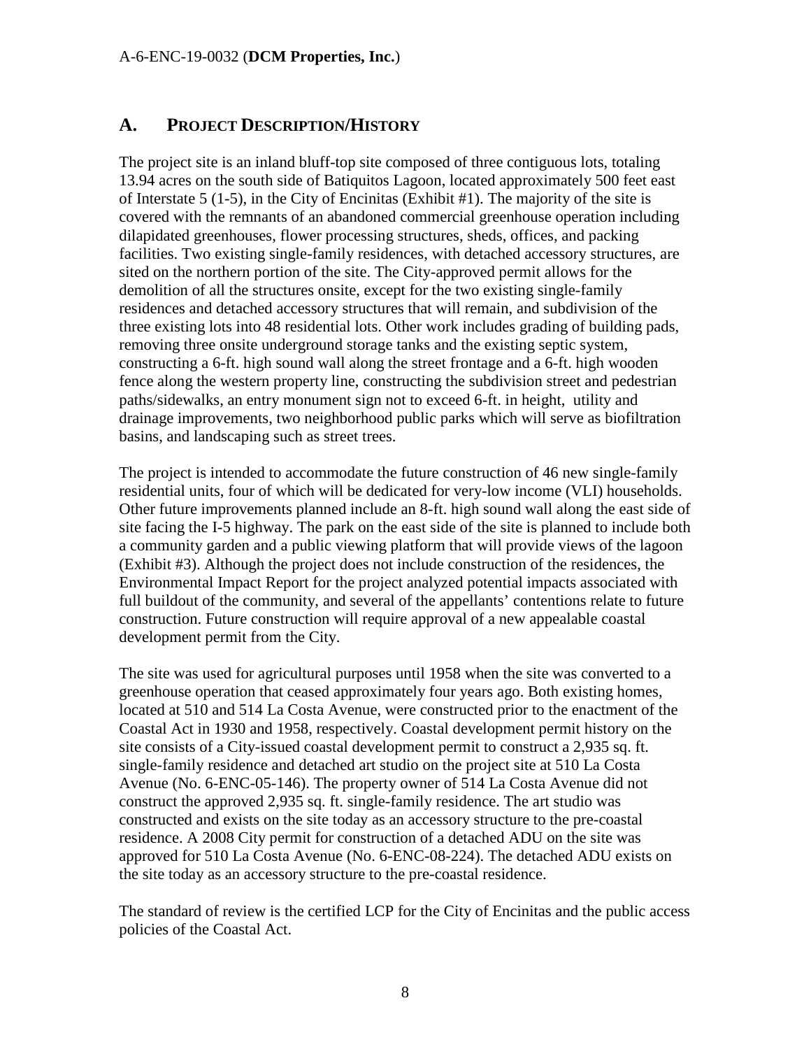## A. PROJECT DESCRIPTION/HISTORY

The project site is an inland bluff-top site composed of three contiguous lots, totaling 13.94 acres on the south side of Batiquitos Lagoon, located approximately 500 feet east of Interstate 5 (1-5), in the City of Encinitas (Exhibit #1). The majority of the site is covered with the remnants of an abandoned commercial greenhouse operation including dilapidated greenhouses, flower processing structures, sheds, offices, and packing facilities. Two existing single-family residences, with detached accessory structures, are sited on the northern portion of the site. The City-approved permit allows for the demolition of all the structures onsite, except for the two existing single-family residences and detached accessory structures that will remain, and subdivision of the three existing lots into 48 residential lots. Other work includes grading of building pads, removing three onsite underground storage tanks and the existing septic system, constructing a 6-ft. high sound wall along the street frontage and a 6-ft. high wooden fence along the western property line, constructing the subdivision street and pedestrian paths/sidewalks, an entry monument sign not to exceed 6-ft. in height, utility and drainage improvements, two neighborhood public parks which will serve as biofiltration basins, and landscaping such as street trees.

The project is intended to accommodate the future construction of 46 new single-family residential units, four of which will be dedicated for very-low income (VLI) households. Other future improvements planned include an 8-ft. high sound wall along the east side of site facing the I-5 highway. The park on the east side of the site is planned to include both a community garden and a public viewing platform that will provide views of the lagoon (Exhibit #3). Although the project does not include construction of the residences, the Environmental Impact Report for the project analyzed potential impacts associated with full buildout of the community, and several of the appellants' contentions relate to future construction. Future construction will require approval of a new appealable coastal development permit from the City.

The site was used for agricultural purposes until 1958 when the site was converted to a greenhouse operation that ceased approximately four years ago. Both existing homes, located at 510 and 514 La Costa Avenue, were constructed prior to the enactment of the Coastal Act in 1930 and 1958, respectively. Coastal development permit history on the site consists of a City-issued coastal development permit to construct a 2,935 sq. ft. single-family residence and detached art studio on the project site at 510 La Costa Avenue (No. 6-ENC-05-146). The property owner of 514 La Costa Avenue did not construct the approved 2,935 sq. ft. single-family residence. The art studio was constructed and exists on the site today as an accessory structure to the pre-coastal residence. A 2008 City permit for construction of a detached ADU on the site was approved for 510 La Costa Avenue (No. 6-ENC-08-224). The detached ADU exists on the site today as an accessory structure to the pre-coastal residence.

The standard of review is the certified LCP for the City of Encinitas and the public access policies of the Coastal Act.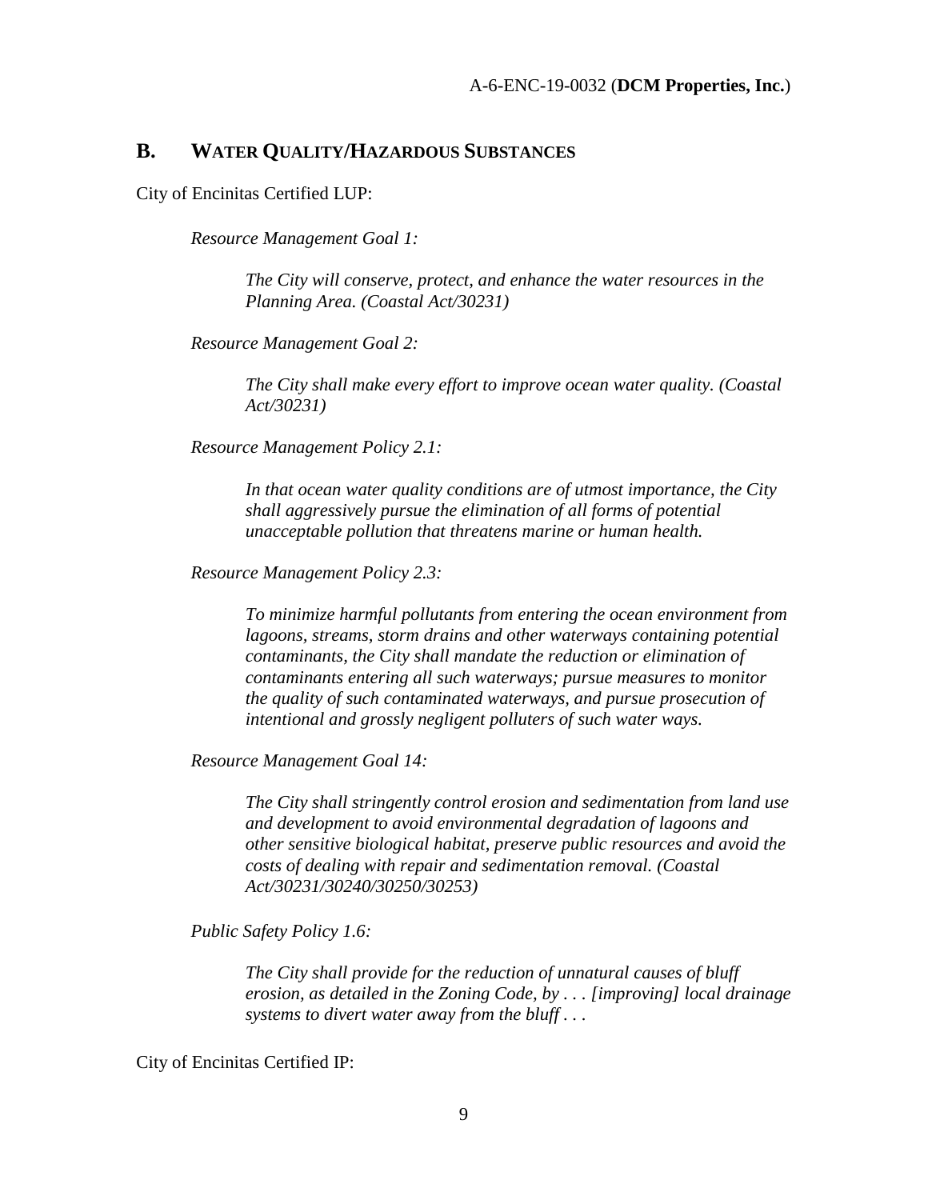## B. WATER QUALITY/HAZARDOUS SUBSTANCES

City of Encinitas Certified LUP:

> *Resource Management Goal 1:*
>
> > *The City will conserve, protect, and enhance the water resources in the Planning Area. (Coastal Act/30231)*
>
> *Resource Management Goal 2:*
>
> > *The City shall make every effort to improve ocean water quality. (Coastal Act/30231)*
>
> *Resource Management Policy 2.1:*
>
> > *In that ocean water quality conditions are of utmost importance, the City shall aggressively pursue the elimination of all forms of potential unacceptable pollution that threatens marine or human health.*
>
> *Resource Management Policy 2.3:*
>
> > *To minimize harmful pollutants from entering the ocean environment from lagoons, streams, storm drains and other waterways containing potential contaminants, the City shall mandate the reduction or elimination of contaminants entering all such waterways; pursue measures to monitor the quality of such contaminated waterways, and pursue prosecution of intentional and grossly negligent polluters of such water ways.*
>
> *Resource Management Goal 14:*
>
> > *The City shall stringently control erosion and sedimentation from land use and development to avoid environmental degradation of lagoons and other sensitive biological habitat, preserve public resources and avoid the costs of dealing with repair and sedimentation removal. (Coastal Act/30231/30240/30250/30253)*
>
> *Public Safety Policy 1.6:*
>
> > *The City shall provide for the reduction of unnatural causes of bluff erosion, as detailed in the Zoning Code, by . . . [improving] local drainage systems to divert water away from the bluff . . .*

City of Encinitas Certified IP: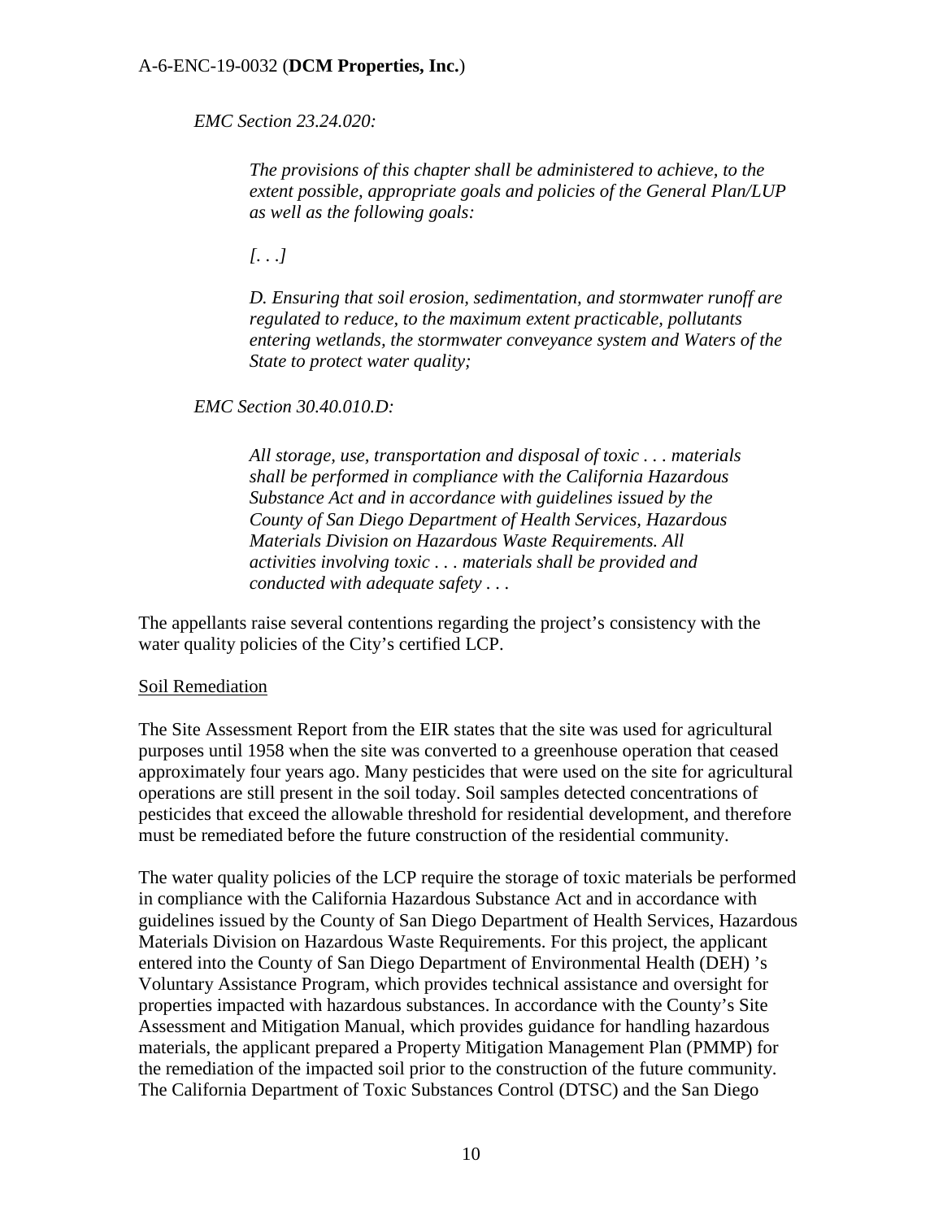*EMC Section 23.24.020:*

> *The provisions of this chapter shall be administered to achieve, to the extent possible, appropriate goals and policies of the General Plan/LUP as well as the following goals:*
>
> *[. . .]*
>
> *D. Ensuring that soil erosion, sedimentation, and stormwater runoff are regulated to reduce, to the maximum extent practicable, pollutants entering wetlands, the stormwater conveyance system and Waters of the State to protect water quality;*

*EMC Section 30.40.010.D:*

> *All storage, use, transportation and disposal of toxic . . . materials shall be performed in compliance with the California Hazardous Substance Act and in accordance with guidelines issued by the County of San Diego Department of Health Services, Hazardous Materials Division on Hazardous Waste Requirements. All activities involving toxic . . . materials shall be provided and conducted with adequate safety . . .*

The appellants raise several contentions regarding the project's consistency with the water quality policies of the City's certified LCP.

Soil Remediation

The Site Assessment Report from the EIR states that the site was used for agricultural purposes until 1958 when the site was converted to a greenhouse operation that ceased approximately four years ago. Many pesticides that were used on the site for agricultural operations are still present in the soil today. Soil samples detected concentrations of pesticides that exceed the allowable threshold for residential development, and therefore must be remediated before the future construction of the residential community.

The water quality policies of the LCP require the storage of toxic materials be performed in compliance with the California Hazardous Substance Act and in accordance with guidelines issued by the County of San Diego Department of Health Services, Hazardous Materials Division on Hazardous Waste Requirements. For this project, the applicant entered into the County of San Diego Department of Environmental Health (DEH) 's Voluntary Assistance Program, which provides technical assistance and oversight for properties impacted with hazardous substances. In accordance with the County's Site Assessment and Mitigation Manual, which provides guidance for handling hazardous materials, the applicant prepared a Property Mitigation Management Plan (PMMP) for the remediation of the impacted soil prior to the construction of the future community. The California Department of Toxic Substances Control (DTSC) and the San Diego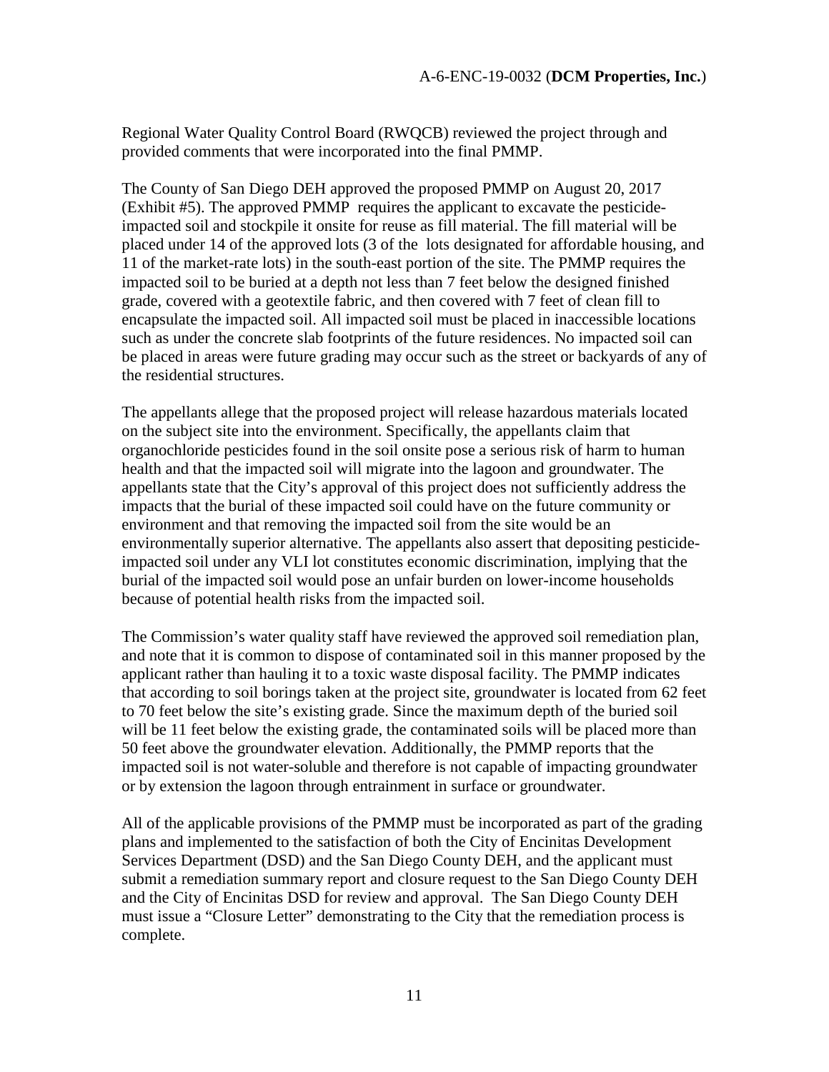Regional Water Quality Control Board (RWQCB) reviewed the project through and provided comments that were incorporated into the final PMMP.

The County of San Diego DEH approved the proposed PMMP on August 20, 2017 (Exhibit #5). The approved PMMP requires the applicant to excavate the pesticide-impacted soil and stockpile it onsite for reuse as fill material. The fill material will be placed under 14 of the approved lots (3 of the lots designated for affordable housing, and 11 of the market-rate lots) in the south-east portion of the site. The PMMP requires the impacted soil to be buried at a depth not less than 7 feet below the designed finished grade, covered with a geotextile fabric, and then covered with 7 feet of clean fill to encapsulate the impacted soil. All impacted soil must be placed in inaccessible locations such as under the concrete slab footprints of the future residences. No impacted soil can be placed in areas were future grading may occur such as the street or backyards of any of the residential structures.

The appellants allege that the proposed project will release hazardous materials located on the subject site into the environment. Specifically, the appellants claim that organochloride pesticides found in the soil onsite pose a serious risk of harm to human health and that the impacted soil will migrate into the lagoon and groundwater. The appellants state that the City's approval of this project does not sufficiently address the impacts that the burial of these impacted soil could have on the future community or environment and that removing the impacted soil from the site would be an environmentally superior alternative. The appellants also assert that depositing pesticide-impacted soil under any VLI lot constitutes economic discrimination, implying that the burial of the impacted soil would pose an unfair burden on lower-income households because of potential health risks from the impacted soil.

The Commission's water quality staff have reviewed the approved soil remediation plan, and note that it is common to dispose of contaminated soil in this manner proposed by the applicant rather than hauling it to a toxic waste disposal facility. The PMMP indicates that according to soil borings taken at the project site, groundwater is located from 62 feet to 70 feet below the site's existing grade. Since the maximum depth of the buried soil will be 11 feet below the existing grade, the contaminated soils will be placed more than 50 feet above the groundwater elevation. Additionally, the PMMP reports that the impacted soil is not water-soluble and therefore is not capable of impacting groundwater or by extension the lagoon through entrainment in surface or groundwater.

All of the applicable provisions of the PMMP must be incorporated as part of the grading plans and implemented to the satisfaction of both the City of Encinitas Development Services Department (DSD) and the San Diego County DEH, and the applicant must submit a remediation summary report and closure request to the San Diego County DEH and the City of Encinitas DSD for review and approval. The San Diego County DEH must issue a "Closure Letter" demonstrating to the City that the remediation process is complete.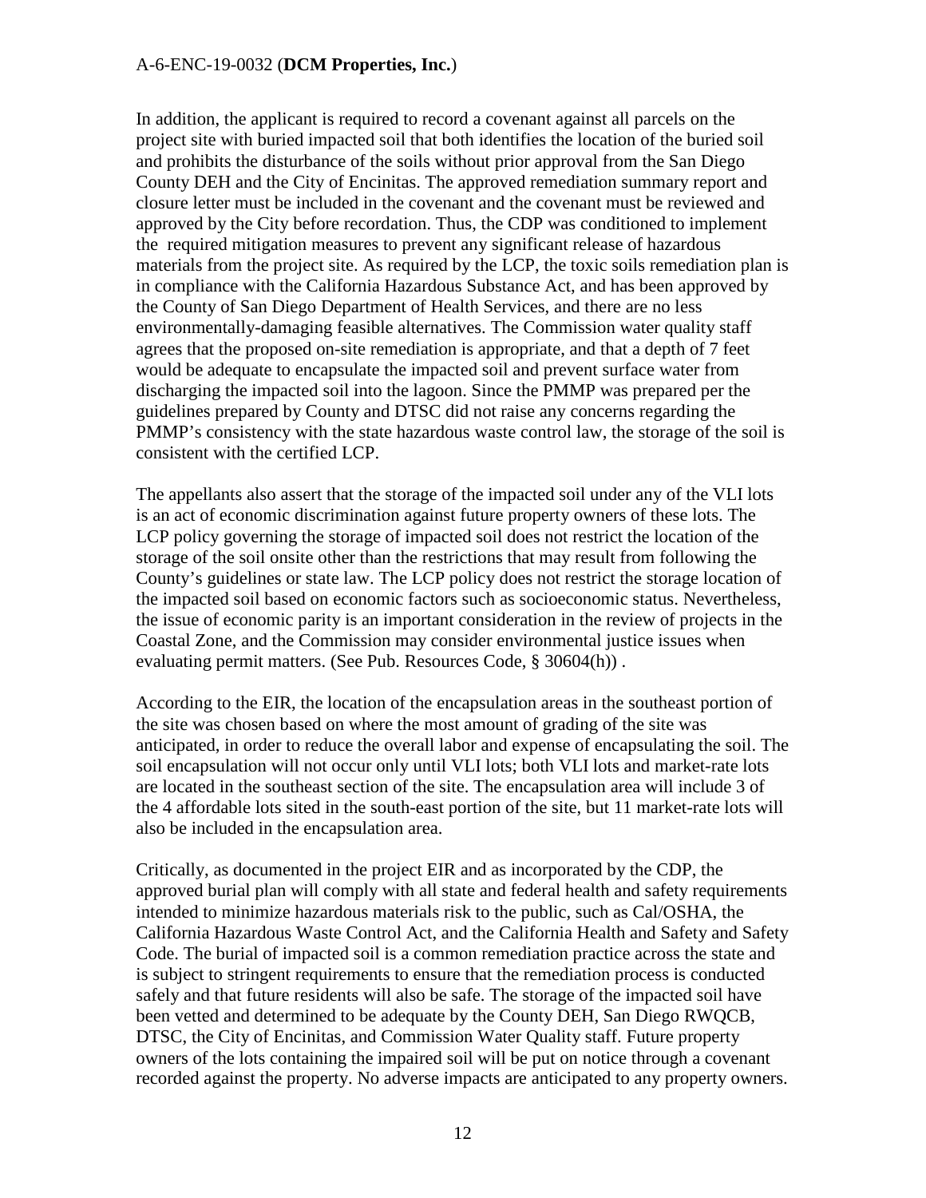In addition, the applicant is required to record a covenant against all parcels on the project site with buried impacted soil that both identifies the location of the buried soil and prohibits the disturbance of the soils without prior approval from the San Diego County DEH and the City of Encinitas. The approved remediation summary report and closure letter must be included in the covenant and the covenant must be reviewed and approved by the City before recordation. Thus, the CDP was conditioned to implement the required mitigation measures to prevent any significant release of hazardous materials from the project site. As required by the LCP, the toxic soils remediation plan is in compliance with the California Hazardous Substance Act, and has been approved by the County of San Diego Department of Health Services, and there are no less environmentally-damaging feasible alternatives. The Commission water quality staff agrees that the proposed on-site remediation is appropriate, and that a depth of 7 feet would be adequate to encapsulate the impacted soil and prevent surface water from discharging the impacted soil into the lagoon. Since the PMMP was prepared per the guidelines prepared by County and DTSC did not raise any concerns regarding the PMMP's consistency with the state hazardous waste control law, the storage of the soil is consistent with the certified LCP.

The appellants also assert that the storage of the impacted soil under any of the VLI lots is an act of economic discrimination against future property owners of these lots. The LCP policy governing the storage of impacted soil does not restrict the location of the storage of the soil onsite other than the restrictions that may result from following the County's guidelines or state law. The LCP policy does not restrict the storage location of the impacted soil based on economic factors such as socioeconomic status. Nevertheless, the issue of economic parity is an important consideration in the review of projects in the Coastal Zone, and the Commission may consider environmental justice issues when evaluating permit matters. (See Pub. Resources Code, § 30604(h)) .

According to the EIR, the location of the encapsulation areas in the southeast portion of the site was chosen based on where the most amount of grading of the site was anticipated, in order to reduce the overall labor and expense of encapsulating the soil. The soil encapsulation will not occur only until VLI lots; both VLI lots and market-rate lots are located in the southeast section of the site. The encapsulation area will include 3 of the 4 affordable lots sited in the south-east portion of the site, but 11 market-rate lots will also be included in the encapsulation area.

Critically, as documented in the project EIR and as incorporated by the CDP, the approved burial plan will comply with all state and federal health and safety requirements intended to minimize hazardous materials risk to the public, such as Cal/OSHA, the California Hazardous Waste Control Act, and the California Health and Safety and Safety Code. The burial of impacted soil is a common remediation practice across the state and is subject to stringent requirements to ensure that the remediation process is conducted safely and that future residents will also be safe. The storage of the impacted soil have been vetted and determined to be adequate by the County DEH, San Diego RWQCB, DTSC, the City of Encinitas, and Commission Water Quality staff. Future property owners of the lots containing the impaired soil will be put on notice through a covenant recorded against the property. No adverse impacts are anticipated to any property owners.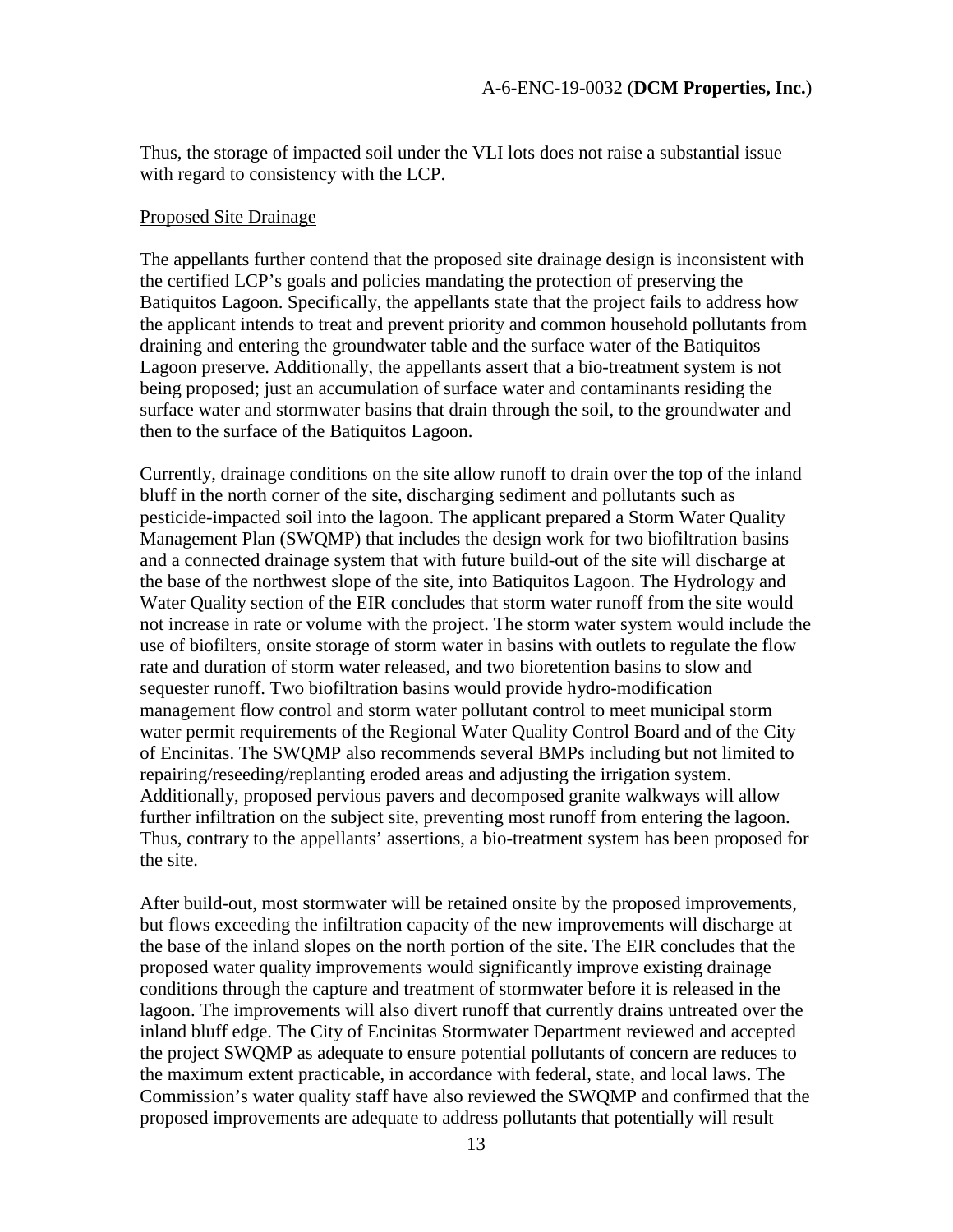Thus, the storage of impacted soil under the VLI lots does not raise a substantial issue with regard to consistency with the LCP.

Proposed Site Drainage

The appellants further contend that the proposed site drainage design is inconsistent with the certified LCP's goals and policies mandating the protection of preserving the Batiquitos Lagoon. Specifically, the appellants state that the project fails to address how the applicant intends to treat and prevent priority and common household pollutants from draining and entering the groundwater table and the surface water of the Batiquitos Lagoon preserve. Additionally, the appellants assert that a bio-treatment system is not being proposed; just an accumulation of surface water and contaminants residing the surface water and stormwater basins that drain through the soil, to the groundwater and then to the surface of the Batiquitos Lagoon.

Currently, drainage conditions on the site allow runoff to drain over the top of the inland bluff in the north corner of the site, discharging sediment and pollutants such as pesticide-impacted soil into the lagoon. The applicant prepared a Storm Water Quality Management Plan (SWQMP) that includes the design work for two biofiltration basins and a connected drainage system that with future build-out of the site will discharge at the base of the northwest slope of the site, into Batiquitos Lagoon. The Hydrology and Water Quality section of the EIR concludes that storm water runoff from the site would not increase in rate or volume with the project. The storm water system would include the use of biofilters, onsite storage of storm water in basins with outlets to regulate the flow rate and duration of storm water released, and two bioretention basins to slow and sequester runoff. Two biofiltration basins would provide hydro-modification management flow control and storm water pollutant control to meet municipal storm water permit requirements of the Regional Water Quality Control Board and of the City of Encinitas. The SWQMP also recommends several BMPs including but not limited to repairing/reseeding/replanting eroded areas and adjusting the irrigation system. Additionally, proposed pervious pavers and decomposed granite walkways will allow further infiltration on the subject site, preventing most runoff from entering the lagoon. Thus, contrary to the appellants' assertions, a bio-treatment system has been proposed for the site.

After build-out, most stormwater will be retained onsite by the proposed improvements, but flows exceeding the infiltration capacity of the new improvements will discharge at the base of the inland slopes on the north portion of the site. The EIR concludes that the proposed water quality improvements would significantly improve existing drainage conditions through the capture and treatment of stormwater before it is released in the lagoon. The improvements will also divert runoff that currently drains untreated over the inland bluff edge. The City of Encinitas Stormwater Department reviewed and accepted the project SWQMP as adequate to ensure potential pollutants of concern are reduces to the maximum extent practicable, in accordance with federal, state, and local laws. The Commission's water quality staff have also reviewed the SWQMP and confirmed that the proposed improvements are adequate to address pollutants that potentially will result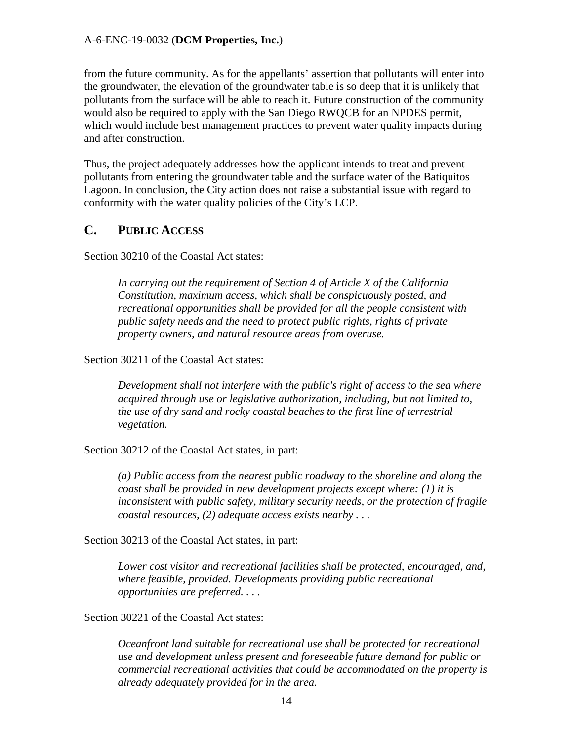from the future community. As for the appellants' assertion that pollutants will enter into the groundwater, the elevation of the groundwater table is so deep that it is unlikely that pollutants from the surface will be able to reach it. Future construction of the community would also be required to apply with the San Diego RWQCB for an NPDES permit, which would include best management practices to prevent water quality impacts during and after construction.

Thus, the project adequately addresses how the applicant intends to treat and prevent pollutants from entering the groundwater table and the surface water of the Batiquitos Lagoon. In conclusion, the City action does not raise a substantial issue with regard to conformity with the water quality policies of the City's LCP.

## C. PUBLIC ACCESS

Section 30210 of the Coastal Act states:

> *In carrying out the requirement of Section 4 of Article X of the California Constitution, maximum access, which shall be conspicuously posted, and recreational opportunities shall be provided for all the people consistent with public safety needs and the need to protect public rights, rights of private property owners, and natural resource areas from overuse.*

Section 30211 of the Coastal Act states:

> *Development shall not interfere with the public's right of access to the sea where acquired through use or legislative authorization, including, but not limited to, the use of dry sand and rocky coastal beaches to the first line of terrestrial vegetation.*

Section 30212 of the Coastal Act states, in part:

> *(a) Public access from the nearest public roadway to the shoreline and along the coast shall be provided in new development projects except where: (1) it is inconsistent with public safety, military security needs, or the protection of fragile coastal resources, (2) adequate access exists nearby . . .*

Section 30213 of the Coastal Act states, in part:

> *Lower cost visitor and recreational facilities shall be protected, encouraged, and, where feasible, provided. Developments providing public recreational opportunities are preferred. . . .*

Section 30221 of the Coastal Act states:

> *Oceanfront land suitable for recreational use shall be protected for recreational use and development unless present and foreseeable future demand for public or commercial recreational activities that could be accommodated on the property is already adequately provided for in the area.*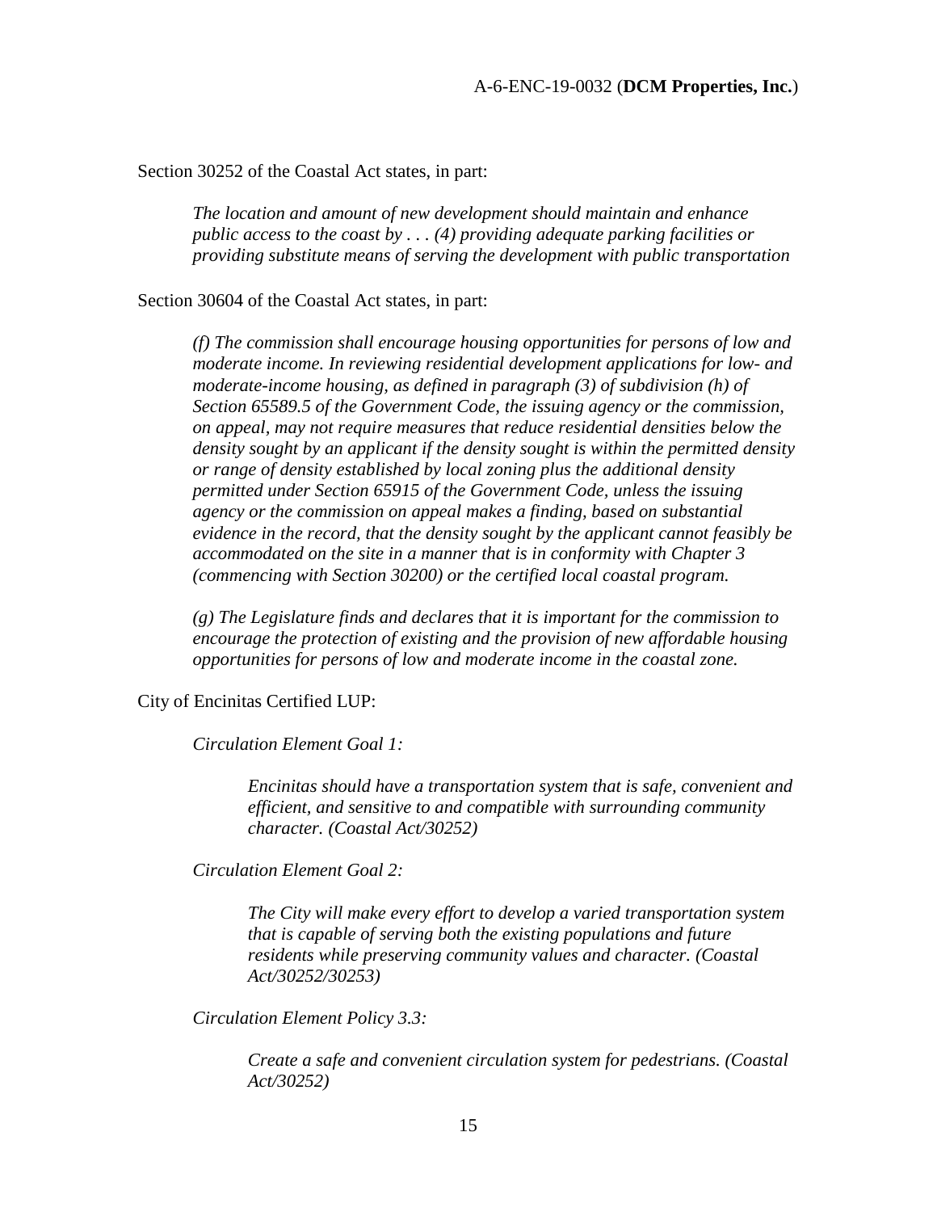Section 30252 of the Coastal Act states, in part:

> *The location and amount of new development should maintain and enhance public access to the coast by . . . (4) providing adequate parking facilities or providing substitute means of serving the development with public transportation*

Section 30604 of the Coastal Act states, in part:

> *(f) The commission shall encourage housing opportunities for persons of low and moderate income. In reviewing residential development applications for low- and moderate-income housing, as defined in paragraph (3) of subdivision (h) of Section 65589.5 of the Government Code, the issuing agency or the commission, on appeal, may not require measures that reduce residential densities below the density sought by an applicant if the density sought is within the permitted density or range of density established by local zoning plus the additional density permitted under Section 65915 of the Government Code, unless the issuing agency or the commission on appeal makes a finding, based on substantial evidence in the record, that the density sought by the applicant cannot feasibly be accommodated on the site in a manner that is in conformity with Chapter 3 (commencing with Section 30200) or the certified local coastal program.*
>
> *(g) The Legislature finds and declares that it is important for the commission to encourage the protection of existing and the provision of new affordable housing opportunities for persons of low and moderate income in the coastal zone.*

City of Encinitas Certified LUP:

> *Circulation Element Goal 1:*
>
> > *Encinitas should have a transportation system that is safe, convenient and efficient, and sensitive to and compatible with surrounding community character. (Coastal Act/30252)*
>
> *Circulation Element Goal 2:*
>
> > *The City will make every effort to develop a varied transportation system that is capable of serving both the existing populations and future residents while preserving community values and character. (Coastal Act/30252/30253)*
>
> *Circulation Element Policy 3.3:*
>
> > *Create a safe and convenient circulation system for pedestrians. (Coastal Act/30252)*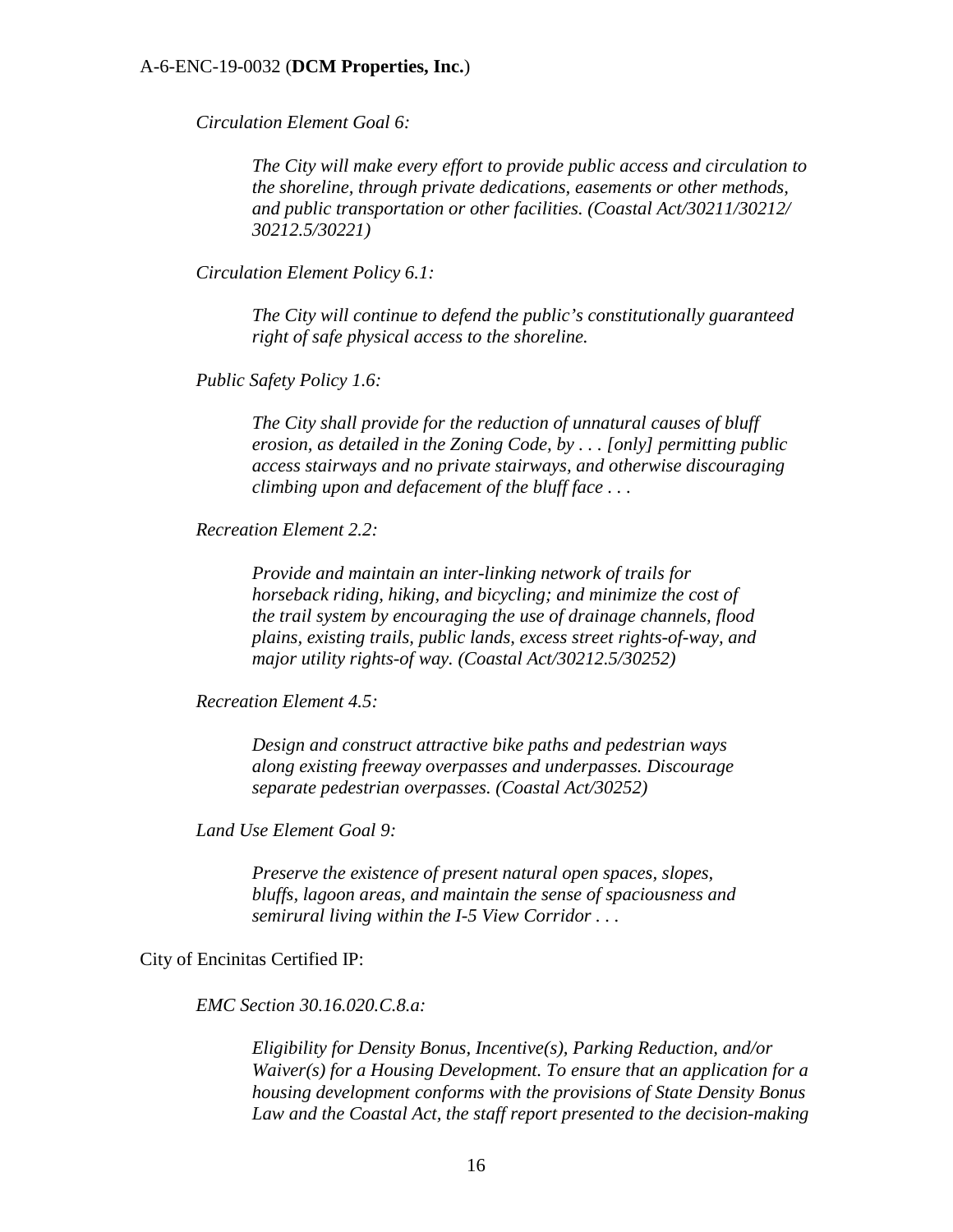*Circulation Element Goal 6:*

> *The City will make every effort to provide public access and circulation to the shoreline, through private dedications, easements or other methods, and public transportation or other facilities. (Coastal Act/30211/30212/ 30212.5/30221)*

*Circulation Element Policy 6.1:*

> *The City will continue to defend the public's constitutionally guaranteed right of safe physical access to the shoreline.*

*Public Safety Policy 1.6:*

> *The City shall provide for the reduction of unnatural causes of bluff erosion, as detailed in the Zoning Code, by . . . [only] permitting public access stairways and no private stairways, and otherwise discouraging climbing upon and defacement of the bluff face . . .*

*Recreation Element 2.2:*

> *Provide and maintain an inter-linking network of trails for horseback riding, hiking, and bicycling; and minimize the cost of the trail system by encouraging the use of drainage channels, flood plains, existing trails, public lands, excess street rights-of-way, and major utility rights-of way. (Coastal Act/30212.5/30252)*

*Recreation Element 4.5:*

> *Design and construct attractive bike paths and pedestrian ways along existing freeway overpasses and underpasses. Discourage separate pedestrian overpasses. (Coastal Act/30252)*

*Land Use Element Goal 9:*

> *Preserve the existence of present natural open spaces, slopes, bluffs, lagoon areas, and maintain the sense of spaciousness and semirural living within the I-5 View Corridor . . .*

City of Encinitas Certified IP:

*EMC Section 30.16.020.C.8.a:*

> *Eligibility for Density Bonus, Incentive(s), Parking Reduction, and/or Waiver(s) for a Housing Development. To ensure that an application for a housing development conforms with the provisions of State Density Bonus Law and the Coastal Act, the staff report presented to the decision-making*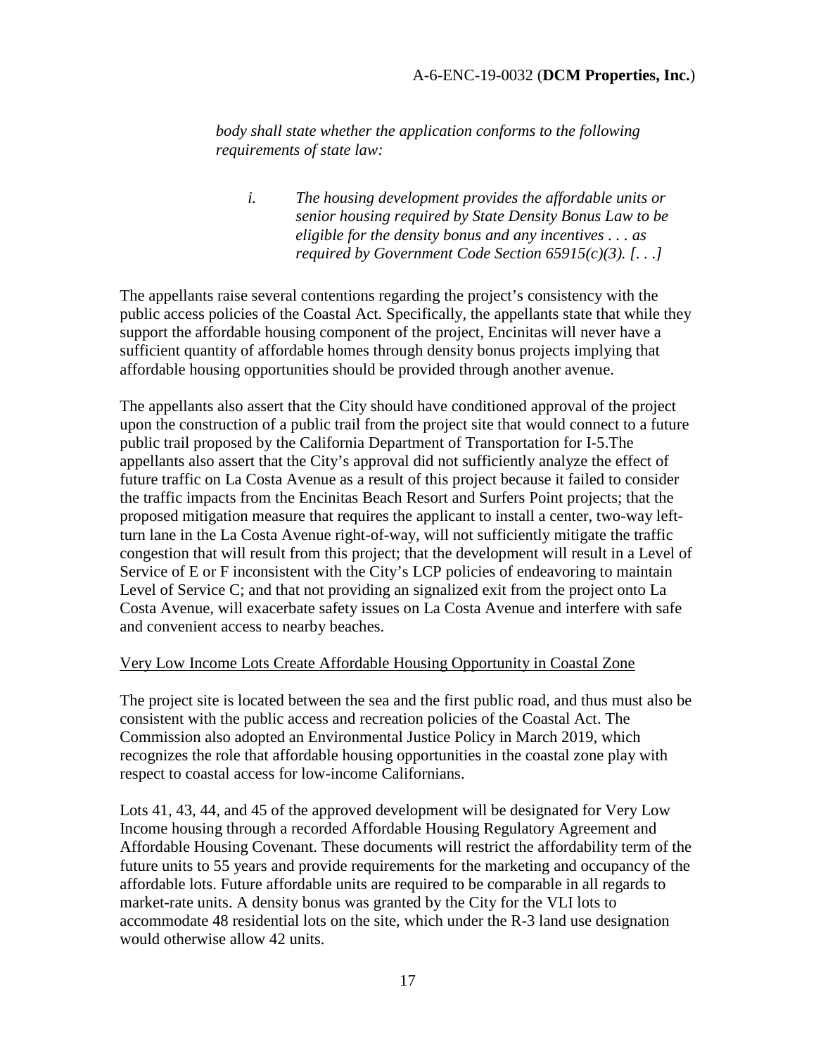*body shall state whether the application conforms to the following requirements of state law:*

> *i. The housing development provides the affordable units or senior housing required by State Density Bonus Law to be eligible for the density bonus and any incentives . . . as required by Government Code Section 65915(c)(3). [. . .]*

The appellants raise several contentions regarding the project's consistency with the public access policies of the Coastal Act. Specifically, the appellants state that while they support the affordable housing component of the project, Encinitas will never have a sufficient quantity of affordable homes through density bonus projects implying that affordable housing opportunities should be provided through another avenue.

The appellants also assert that the City should have conditioned approval of the project upon the construction of a public trail from the project site that would connect to a future public trail proposed by the California Department of Transportation for I-5.The appellants also assert that the City's approval did not sufficiently analyze the effect of future traffic on La Costa Avenue as a result of this project because it failed to consider the traffic impacts from the Encinitas Beach Resort and Surfers Point projects; that the proposed mitigation measure that requires the applicant to install a center, two-way left-turn lane in the La Costa Avenue right-of-way, will not sufficiently mitigate the traffic congestion that will result from this project; that the development will result in a Level of Service of E or F inconsistent with the City's LCP policies of endeavoring to maintain Level of Service C; and that not providing an signalized exit from the project onto La Costa Avenue, will exacerbate safety issues on La Costa Avenue and interfere with safe and convenient access to nearby beaches.

<u>Very Low Income Lots Create Affordable Housing Opportunity in Coastal Zone</u>

The project site is located between the sea and the first public road, and thus must also be consistent with the public access and recreation policies of the Coastal Act. The Commission also adopted an Environmental Justice Policy in March 2019, which recognizes the role that affordable housing opportunities in the coastal zone play with respect to coastal access for low-income Californians.

Lots 41, 43, 44, and 45 of the approved development will be designated for Very Low Income housing through a recorded Affordable Housing Regulatory Agreement and Affordable Housing Covenant. These documents will restrict the affordability term of the future units to 55 years and provide requirements for the marketing and occupancy of the affordable lots. Future affordable units are required to be comparable in all regards to market-rate units. A density bonus was granted by the City for the VLI lots to accommodate 48 residential lots on the site, which under the R-3 land use designation would otherwise allow 42 units.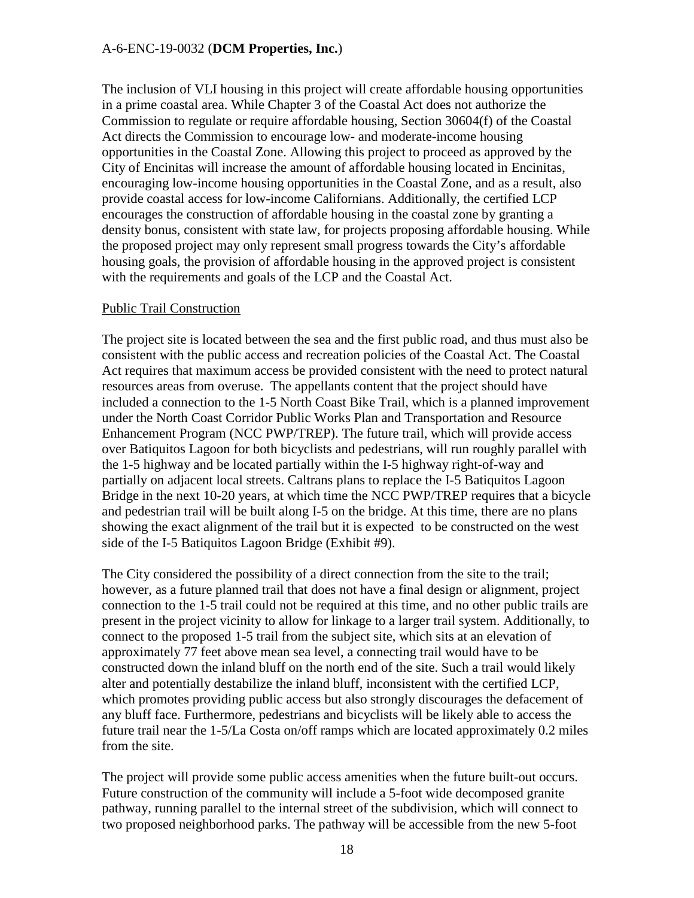The inclusion of VLI housing in this project will create affordable housing opportunities in a prime coastal area. While Chapter 3 of the Coastal Act does not authorize the Commission to regulate or require affordable housing, Section 30604(f) of the Coastal Act directs the Commission to encourage low- and moderate-income housing opportunities in the Coastal Zone. Allowing this project to proceed as approved by the City of Encinitas will increase the amount of affordable housing located in Encinitas, encouraging low-income housing opportunities in the Coastal Zone, and as a result, also provide coastal access for low-income Californians. Additionally, the certified LCP encourages the construction of affordable housing in the coastal zone by granting a density bonus, consistent with state law, for projects proposing affordable housing. While the proposed project may only represent small progress towards the City's affordable housing goals, the provision of affordable housing in the approved project is consistent with the requirements and goals of the LCP and the Coastal Act.

Public Trail Construction

The project site is located between the sea and the first public road, and thus must also be consistent with the public access and recreation policies of the Coastal Act. The Coastal Act requires that maximum access be provided consistent with the need to protect natural resources areas from overuse. The appellants content that the project should have included a connection to the 1-5 North Coast Bike Trail, which is a planned improvement under the North Coast Corridor Public Works Plan and Transportation and Resource Enhancement Program (NCC PWP/TREP). The future trail, which will provide access over Batiquitos Lagoon for both bicyclists and pedestrians, will run roughly parallel with the 1-5 highway and be located partially within the I-5 highway right-of-way and partially on adjacent local streets. Caltrans plans to replace the I-5 Batiquitos Lagoon Bridge in the next 10-20 years, at which time the NCC PWP/TREP requires that a bicycle and pedestrian trail will be built along I-5 on the bridge. At this time, there are no plans showing the exact alignment of the trail but it is expected to be constructed on the west side of the I-5 Batiquitos Lagoon Bridge (Exhibit #9).

The City considered the possibility of a direct connection from the site to the trail; however, as a future planned trail that does not have a final design or alignment, project connection to the 1-5 trail could not be required at this time, and no other public trails are present in the project vicinity to allow for linkage to a larger trail system. Additionally, to connect to the proposed 1-5 trail from the subject site, which sits at an elevation of approximately 77 feet above mean sea level, a connecting trail would have to be constructed down the inland bluff on the north end of the site. Such a trail would likely alter and potentially destabilize the inland bluff, inconsistent with the certified LCP, which promotes providing public access but also strongly discourages the defacement of any bluff face. Furthermore, pedestrians and bicyclists will be likely able to access the future trail near the 1-5/La Costa on/off ramps which are located approximately 0.2 miles from the site.

The project will provide some public access amenities when the future built-out occurs. Future construction of the community will include a 5-foot wide decomposed granite pathway, running parallel to the internal street of the subdivision, which will connect to two proposed neighborhood parks. The pathway will be accessible from the new 5-foot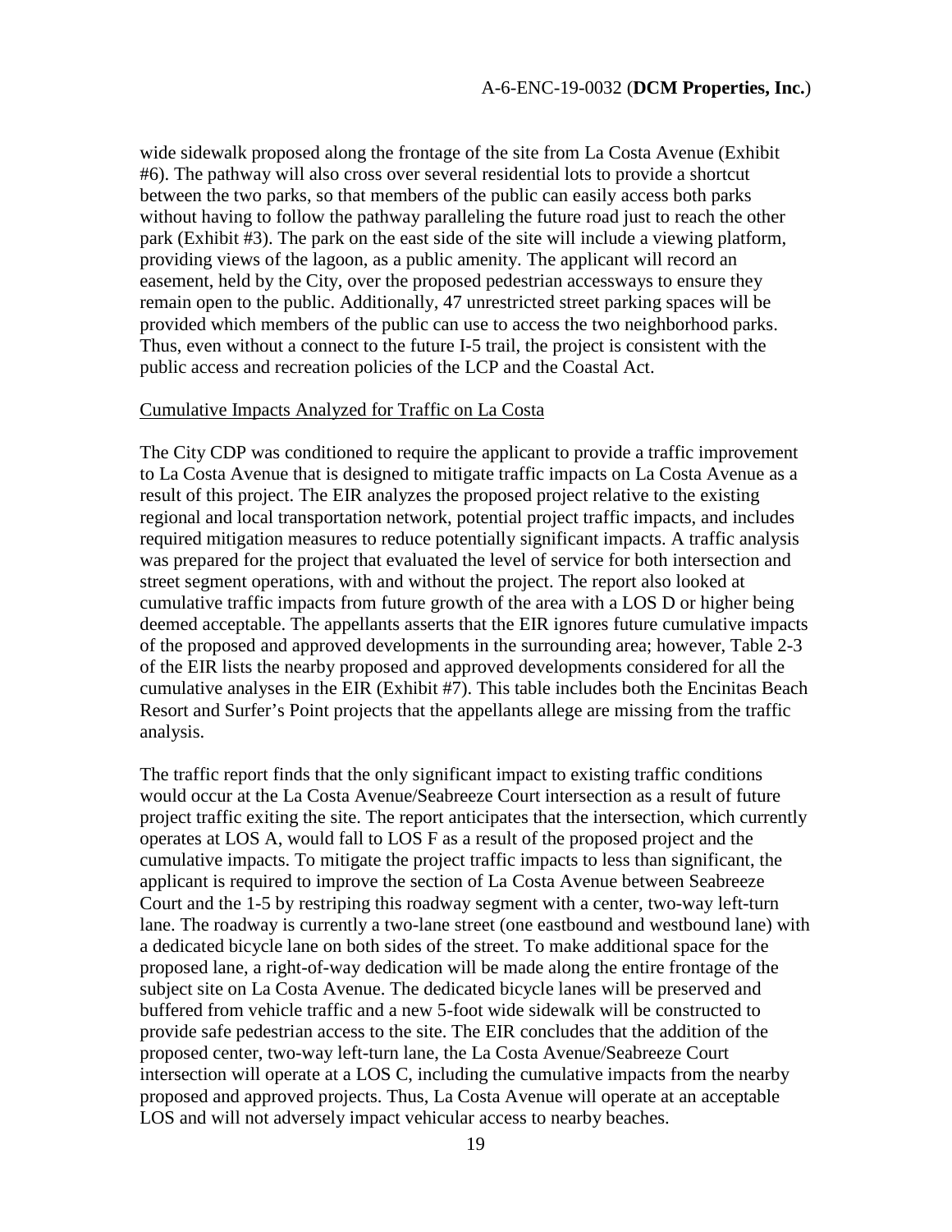wide sidewalk proposed along the frontage of the site from La Costa Avenue (Exhibit #6). The pathway will also cross over several residential lots to provide a shortcut between the two parks, so that members of the public can easily access both parks without having to follow the pathway paralleling the future road just to reach the other park (Exhibit #3). The park on the east side of the site will include a viewing platform, providing views of the lagoon, as a public amenity. The applicant will record an easement, held by the City, over the proposed pedestrian accessways to ensure they remain open to the public. Additionally, 47 unrestricted street parking spaces will be provided which members of the public can use to access the two neighborhood parks. Thus, even without a connect to the future I-5 trail, the project is consistent with the public access and recreation policies of the LCP and the Coastal Act.

<u>Cumulative Impacts Analyzed for Traffic on La Costa</u>

The City CDP was conditioned to require the applicant to provide a traffic improvement to La Costa Avenue that is designed to mitigate traffic impacts on La Costa Avenue as a result of this project. The EIR analyzes the proposed project relative to the existing regional and local transportation network, potential project traffic impacts, and includes required mitigation measures to reduce potentially significant impacts. A traffic analysis was prepared for the project that evaluated the level of service for both intersection and street segment operations, with and without the project. The report also looked at cumulative traffic impacts from future growth of the area with a LOS D or higher being deemed acceptable. The appellants asserts that the EIR ignores future cumulative impacts of the proposed and approved developments in the surrounding area; however, Table 2-3 of the EIR lists the nearby proposed and approved developments considered for all the cumulative analyses in the EIR (Exhibit #7). This table includes both the Encinitas Beach Resort and Surfer's Point projects that the appellants allege are missing from the traffic analysis.

The traffic report finds that the only significant impact to existing traffic conditions would occur at the La Costa Avenue/Seabreeze Court intersection as a result of future project traffic exiting the site. The report anticipates that the intersection, which currently operates at LOS A, would fall to LOS F as a result of the proposed project and the cumulative impacts. To mitigate the project traffic impacts to less than significant, the applicant is required to improve the section of La Costa Avenue between Seabreeze Court and the 1-5 by restriping this roadway segment with a center, two-way left-turn lane. The roadway is currently a two-lane street (one eastbound and westbound lane) with a dedicated bicycle lane on both sides of the street. To make additional space for the proposed lane, a right-of-way dedication will be made along the entire frontage of the subject site on La Costa Avenue. The dedicated bicycle lanes will be preserved and buffered from vehicle traffic and a new 5-foot wide sidewalk will be constructed to provide safe pedestrian access to the site. The EIR concludes that the addition of the proposed center, two-way left-turn lane, the La Costa Avenue/Seabreeze Court intersection will operate at a LOS C, including the cumulative impacts from the nearby proposed and approved projects. Thus, La Costa Avenue will operate at an acceptable LOS and will not adversely impact vehicular access to nearby beaches.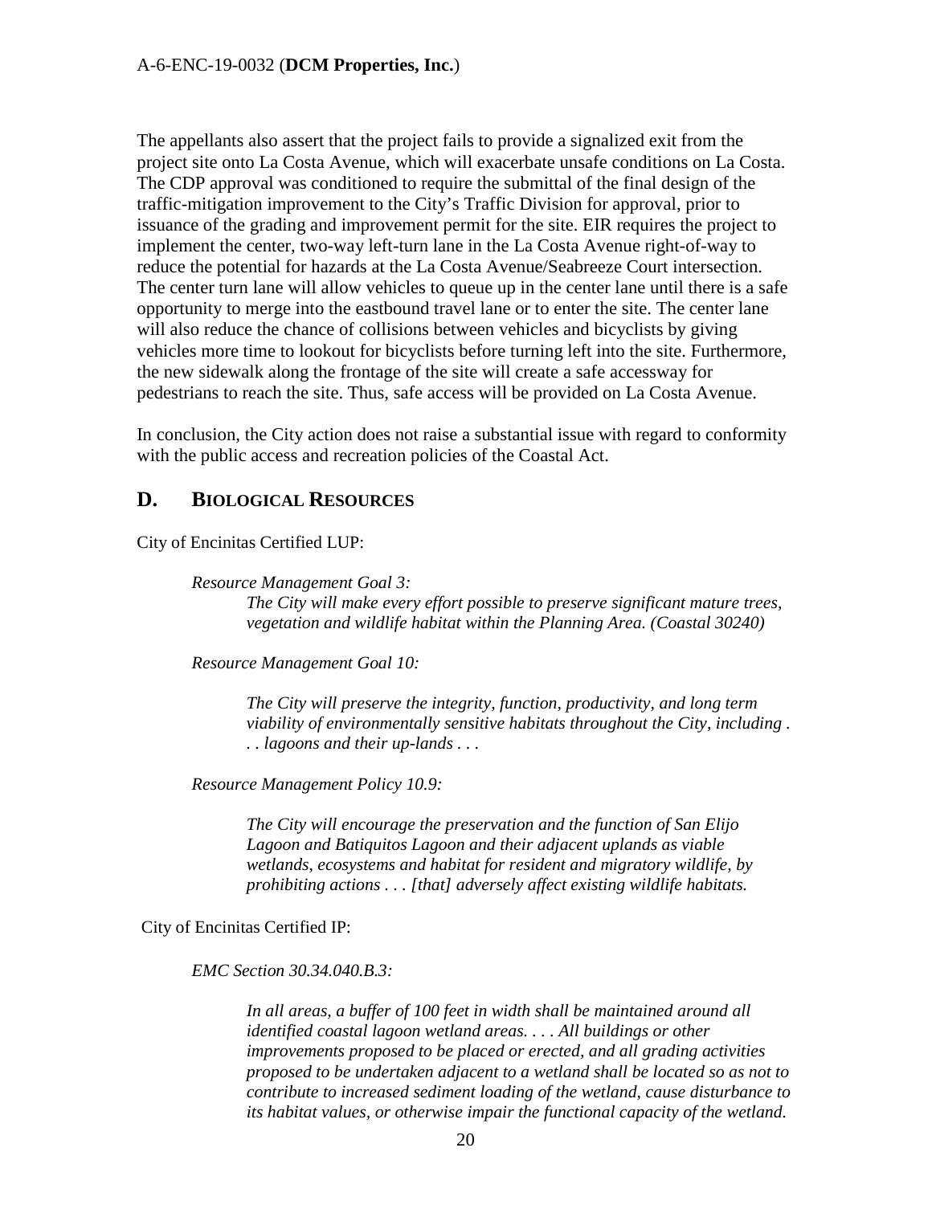The appellants also assert that the project fails to provide a signalized exit from the project site onto La Costa Avenue, which will exacerbate unsafe conditions on La Costa. The CDP approval was conditioned to require the submittal of the final design of the traffic-mitigation improvement to the City's Traffic Division for approval, prior to issuance of the grading and improvement permit for the site. EIR requires the project to implement the center, two-way left-turn lane in the La Costa Avenue right-of-way to reduce the potential for hazards at the La Costa Avenue/Seabreeze Court intersection. The center turn lane will allow vehicles to queue up in the center lane until there is a safe opportunity to merge into the eastbound travel lane or to enter the site. The center lane will also reduce the chance of collisions between vehicles and bicyclists by giving vehicles more time to lookout for bicyclists before turning left into the site. Furthermore, the new sidewalk along the frontage of the site will create a safe accessway for pedestrians to reach the site. Thus, safe access will be provided on La Costa Avenue.

In conclusion, the City action does not raise a substantial issue with regard to conformity with the public access and recreation policies of the Coastal Act.

## D. Biological Resources

City of Encinitas Certified LUP:

> *Resource Management Goal 3:*
>
> > *The City will make every effort possible to preserve significant mature trees, vegetation and wildlife habitat within the Planning Area. (Coastal 30240)*
>
> *Resource Management Goal 10:*
>
> > *The City will preserve the integrity, function, productivity, and long term viability of environmentally sensitive habitats throughout the City, including . . . lagoons and their up-lands . . .*
>
> *Resource Management Policy 10.9:*
>
> > *The City will encourage the preservation and the function of San Elijo Lagoon and Batiquitos Lagoon and their adjacent uplands as viable wetlands, ecosystems and habitat for resident and migratory wildlife, by prohibiting actions . . . [that] adversely affect existing wildlife habitats.*

City of Encinitas Certified IP:

> *EMC Section 30.34.040.B.3:*
>
> > *In all areas, a buffer of 100 feet in width shall be maintained around all identified coastal lagoon wetland areas. . . . All buildings or other improvements proposed to be placed or erected, and all grading activities proposed to be undertaken adjacent to a wetland shall be located so as not to contribute to increased sediment loading of the wetland, cause disturbance to its habitat values, or otherwise impair the functional capacity of the wetland.*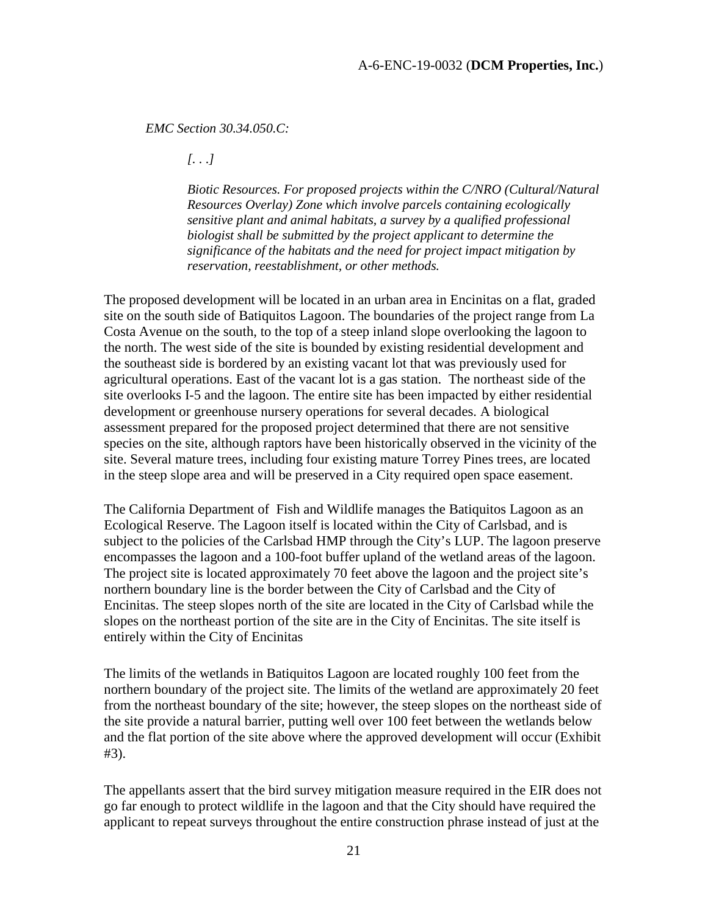*EMC Section 30.34.050.C:*

> *[. . .]*
>
> *Biotic Resources. For proposed projects within the C/NRO (Cultural/Natural Resources Overlay) Zone which involve parcels containing ecologically sensitive plant and animal habitats, a survey by a qualified professional biologist shall be submitted by the project applicant to determine the significance of the habitats and the need for project impact mitigation by reservation, reestablishment, or other methods.*

The proposed development will be located in an urban area in Encinitas on a flat, graded site on the south side of Batiquitos Lagoon. The boundaries of the project range from La Costa Avenue on the south, to the top of a steep inland slope overlooking the lagoon to the north. The west side of the site is bounded by existing residential development and the southeast side is bordered by an existing vacant lot that was previously used for agricultural operations. East of the vacant lot is a gas station. The northeast side of the site overlooks I-5 and the lagoon. The entire site has been impacted by either residential development or greenhouse nursery operations for several decades. A biological assessment prepared for the proposed project determined that there are not sensitive species on the site, although raptors have been historically observed in the vicinity of the site. Several mature trees, including four existing mature Torrey Pines trees, are located in the steep slope area and will be preserved in a City required open space easement.

The California Department of Fish and Wildlife manages the Batiquitos Lagoon as an Ecological Reserve. The Lagoon itself is located within the City of Carlsbad, and is subject to the policies of the Carlsbad HMP through the City's LUP. The lagoon preserve encompasses the lagoon and a 100-foot buffer upland of the wetland areas of the lagoon. The project site is located approximately 70 feet above the lagoon and the project site's northern boundary line is the border between the City of Carlsbad and the City of Encinitas. The steep slopes north of the site are located in the City of Carlsbad while the slopes on the northeast portion of the site are in the City of Encinitas. The site itself is entirely within the City of Encinitas

The limits of the wetlands in Batiquitos Lagoon are located roughly 100 feet from the northern boundary of the project site. The limits of the wetland are approximately 20 feet from the northeast boundary of the site; however, the steep slopes on the northeast side of the site provide a natural barrier, putting well over 100 feet between the wetlands below and the flat portion of the site above where the approved development will occur (Exhibit #3).

The appellants assert that the bird survey mitigation measure required in the EIR does not go far enough to protect wildlife in the lagoon and that the City should have required the applicant to repeat surveys throughout the entire construction phrase instead of just at the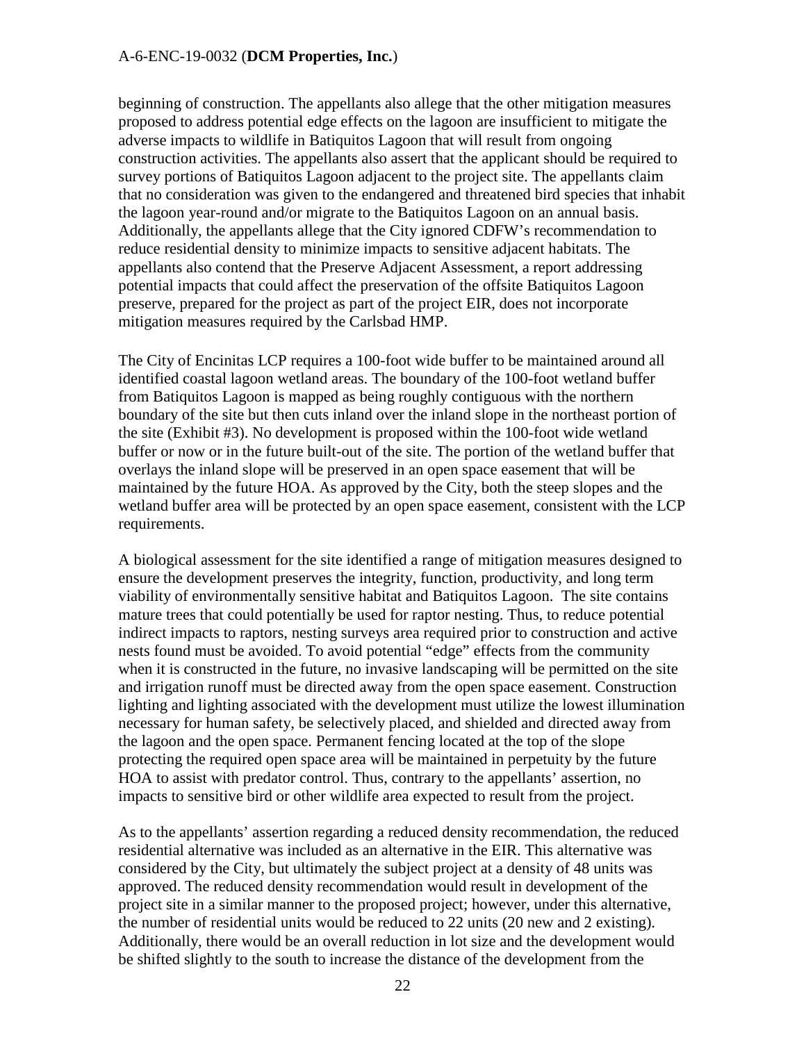beginning of construction. The appellants also allege that the other mitigation measures proposed to address potential edge effects on the lagoon are insufficient to mitigate the adverse impacts to wildlife in Batiquitos Lagoon that will result from ongoing construction activities. The appellants also assert that the applicant should be required to survey portions of Batiquitos Lagoon adjacent to the project site. The appellants claim that no consideration was given to the endangered and threatened bird species that inhabit the lagoon year-round and/or migrate to the Batiquitos Lagoon on an annual basis. Additionally, the appellants allege that the City ignored CDFW's recommendation to reduce residential density to minimize impacts to sensitive adjacent habitats. The appellants also contend that the Preserve Adjacent Assessment, a report addressing potential impacts that could affect the preservation of the offsite Batiquitos Lagoon preserve, prepared for the project as part of the project EIR, does not incorporate mitigation measures required by the Carlsbad HMP.

The City of Encinitas LCP requires a 100-foot wide buffer to be maintained around all identified coastal lagoon wetland areas. The boundary of the 100-foot wetland buffer from Batiquitos Lagoon is mapped as being roughly contiguous with the northern boundary of the site but then cuts inland over the inland slope in the northeast portion of the site (Exhibit #3). No development is proposed within the 100-foot wide wetland buffer or now or in the future built-out of the site. The portion of the wetland buffer that overlays the inland slope will be preserved in an open space easement that will be maintained by the future HOA. As approved by the City, both the steep slopes and the wetland buffer area will be protected by an open space easement, consistent with the LCP requirements.

A biological assessment for the site identified a range of mitigation measures designed to ensure the development preserves the integrity, function, productivity, and long term viability of environmentally sensitive habitat and Batiquitos Lagoon. The site contains mature trees that could potentially be used for raptor nesting. Thus, to reduce potential indirect impacts to raptors, nesting surveys area required prior to construction and active nests found must be avoided. To avoid potential "edge" effects from the community when it is constructed in the future, no invasive landscaping will be permitted on the site and irrigation runoff must be directed away from the open space easement. Construction lighting and lighting associated with the development must utilize the lowest illumination necessary for human safety, be selectively placed, and shielded and directed away from the lagoon and the open space. Permanent fencing located at the top of the slope protecting the required open space area will be maintained in perpetuity by the future HOA to assist with predator control. Thus, contrary to the appellants' assertion, no impacts to sensitive bird or other wildlife area expected to result from the project.

As to the appellants' assertion regarding a reduced density recommendation, the reduced residential alternative was included as an alternative in the EIR. This alternative was considered by the City, but ultimately the subject project at a density of 48 units was approved. The reduced density recommendation would result in development of the project site in a similar manner to the proposed project; however, under this alternative, the number of residential units would be reduced to 22 units (20 new and 2 existing). Additionally, there would be an overall reduction in lot size and the development would be shifted slightly to the south to increase the distance of the development from the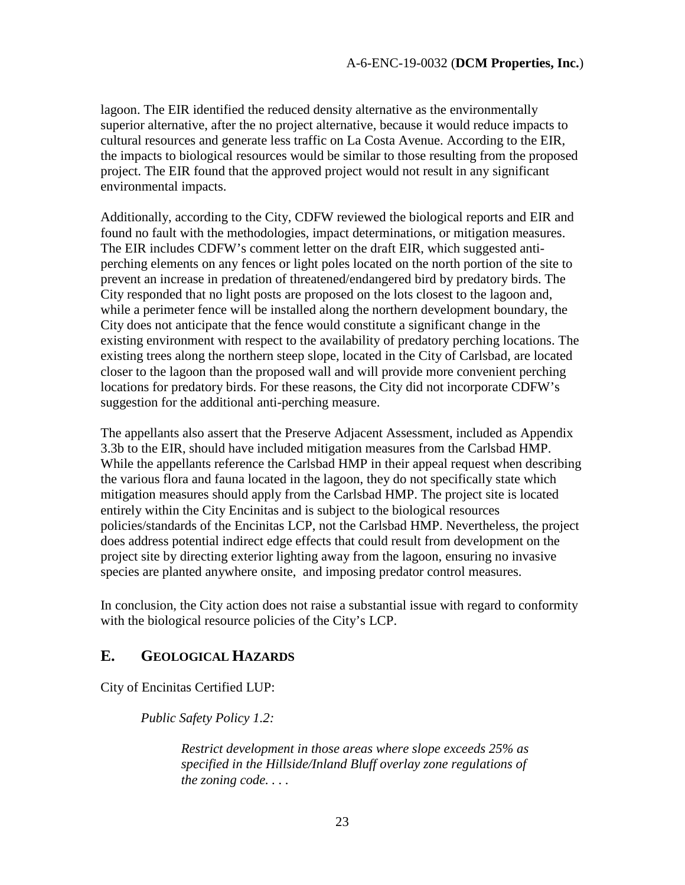lagoon. The EIR identified the reduced density alternative as the environmentally superior alternative, after the no project alternative, because it would reduce impacts to cultural resources and generate less traffic on La Costa Avenue. According to the EIR, the impacts to biological resources would be similar to those resulting from the proposed project. The EIR found that the approved project would not result in any significant environmental impacts.

Additionally, according to the City, CDFW reviewed the biological reports and EIR and found no fault with the methodologies, impact determinations, or mitigation measures. The EIR includes CDFW's comment letter on the draft EIR, which suggested anti-perching elements on any fences or light poles located on the north portion of the site to prevent an increase in predation of threatened/endangered bird by predatory birds. The City responded that no light posts are proposed on the lots closest to the lagoon and, while a perimeter fence will be installed along the northern development boundary, the City does not anticipate that the fence would constitute a significant change in the existing environment with respect to the availability of predatory perching locations. The existing trees along the northern steep slope, located in the City of Carlsbad, are located closer to the lagoon than the proposed wall and will provide more convenient perching locations for predatory birds. For these reasons, the City did not incorporate CDFW's suggestion for the additional anti-perching measure.

The appellants also assert that the Preserve Adjacent Assessment, included as Appendix 3.3b to the EIR, should have included mitigation measures from the Carlsbad HMP. While the appellants reference the Carlsbad HMP in their appeal request when describing the various flora and fauna located in the lagoon, they do not specifically state which mitigation measures should apply from the Carlsbad HMP. The project site is located entirely within the City Encinitas and is subject to the biological resources policies/standards of the Encinitas LCP, not the Carlsbad HMP. Nevertheless, the project does address potential indirect edge effects that could result from development on the project site by directing exterior lighting away from the lagoon, ensuring no invasive species are planted anywhere onsite, and imposing predator control measures.

In conclusion, the City action does not raise a substantial issue with regard to conformity with the biological resource policies of the City's LCP.

## E. Geological Hazards

City of Encinitas Certified LUP:

*Public Safety Policy 1.2:*

> *Restrict development in those areas where slope exceeds 25% as specified in the Hillside/Inland Bluff overlay zone regulations of the zoning code. . . .*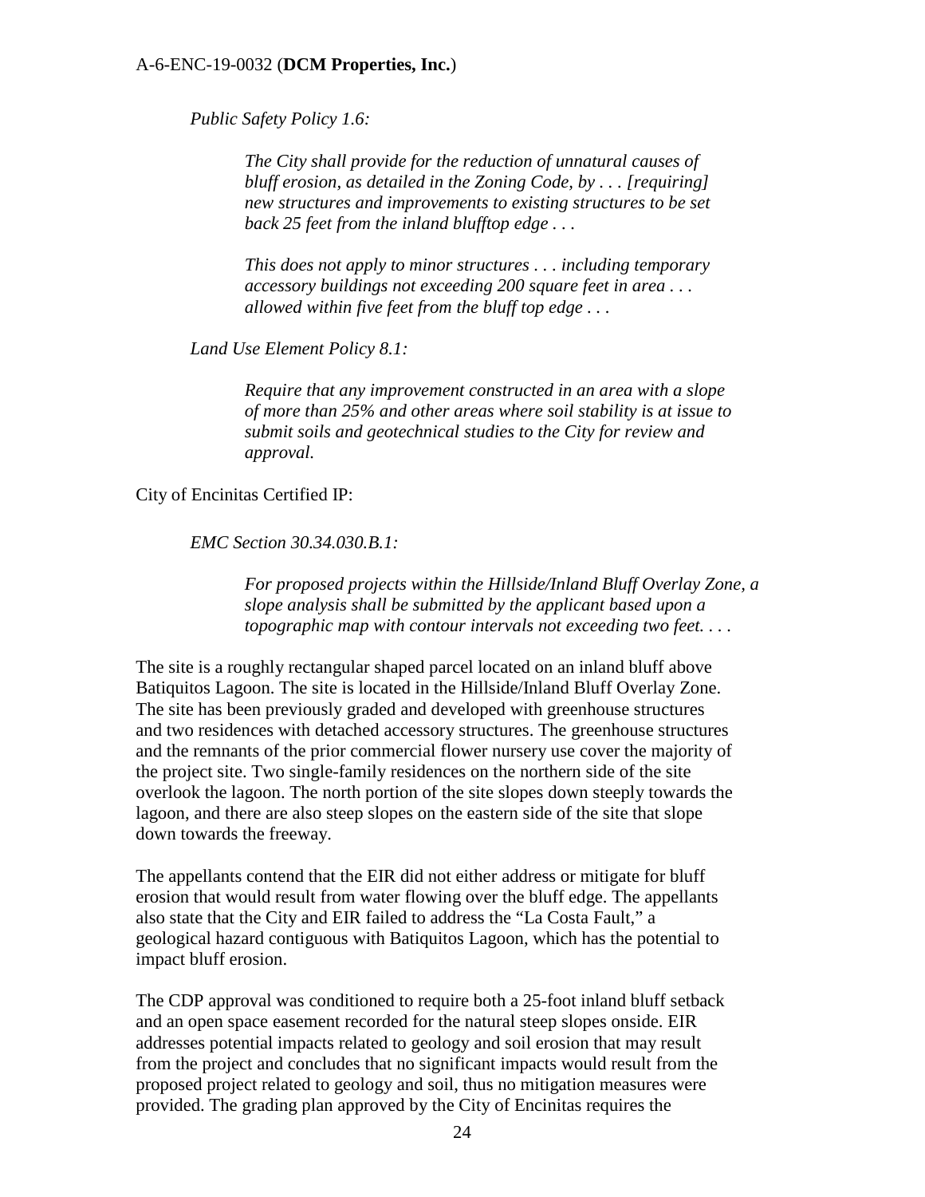*Public Safety Policy 1.6:*

> *The City shall provide for the reduction of unnatural causes of bluff erosion, as detailed in the Zoning Code, by . . . [requiring] new structures and improvements to existing structures to be set back 25 feet from the inland blufftop edge . . .*
>
> *This does not apply to minor structures . . . including temporary accessory buildings not exceeding 200 square feet in area . . . allowed within five feet from the bluff top edge . . .*

*Land Use Element Policy 8.1:*

> *Require that any improvement constructed in an area with a slope of more than 25% and other areas where soil stability is at issue to submit soils and geotechnical studies to the City for review and approval.*

City of Encinitas Certified IP:

*EMC Section 30.34.030.B.1:*

> *For proposed projects within the Hillside/Inland Bluff Overlay Zone, a slope analysis shall be submitted by the applicant based upon a topographic map with contour intervals not exceeding two feet. . . .*

The site is a roughly rectangular shaped parcel located on an inland bluff above Batiquitos Lagoon. The site is located in the Hillside/Inland Bluff Overlay Zone. The site has been previously graded and developed with greenhouse structures and two residences with detached accessory structures. The greenhouse structures and the remnants of the prior commercial flower nursery use cover the majority of the project site. Two single-family residences on the northern side of the site overlook the lagoon. The north portion of the site slopes down steeply towards the lagoon, and there are also steep slopes on the eastern side of the site that slope down towards the freeway.

The appellants contend that the EIR did not either address or mitigate for bluff erosion that would result from water flowing over the bluff edge. The appellants also state that the City and EIR failed to address the "La Costa Fault," a geological hazard contiguous with Batiquitos Lagoon, which has the potential to impact bluff erosion.

The CDP approval was conditioned to require both a 25-foot inland bluff setback and an open space easement recorded for the natural steep slopes onside. EIR addresses potential impacts related to geology and soil erosion that may result from the project and concludes that no significant impacts would result from the proposed project related to geology and soil, thus no mitigation measures were provided. The grading plan approved by the City of Encinitas requires the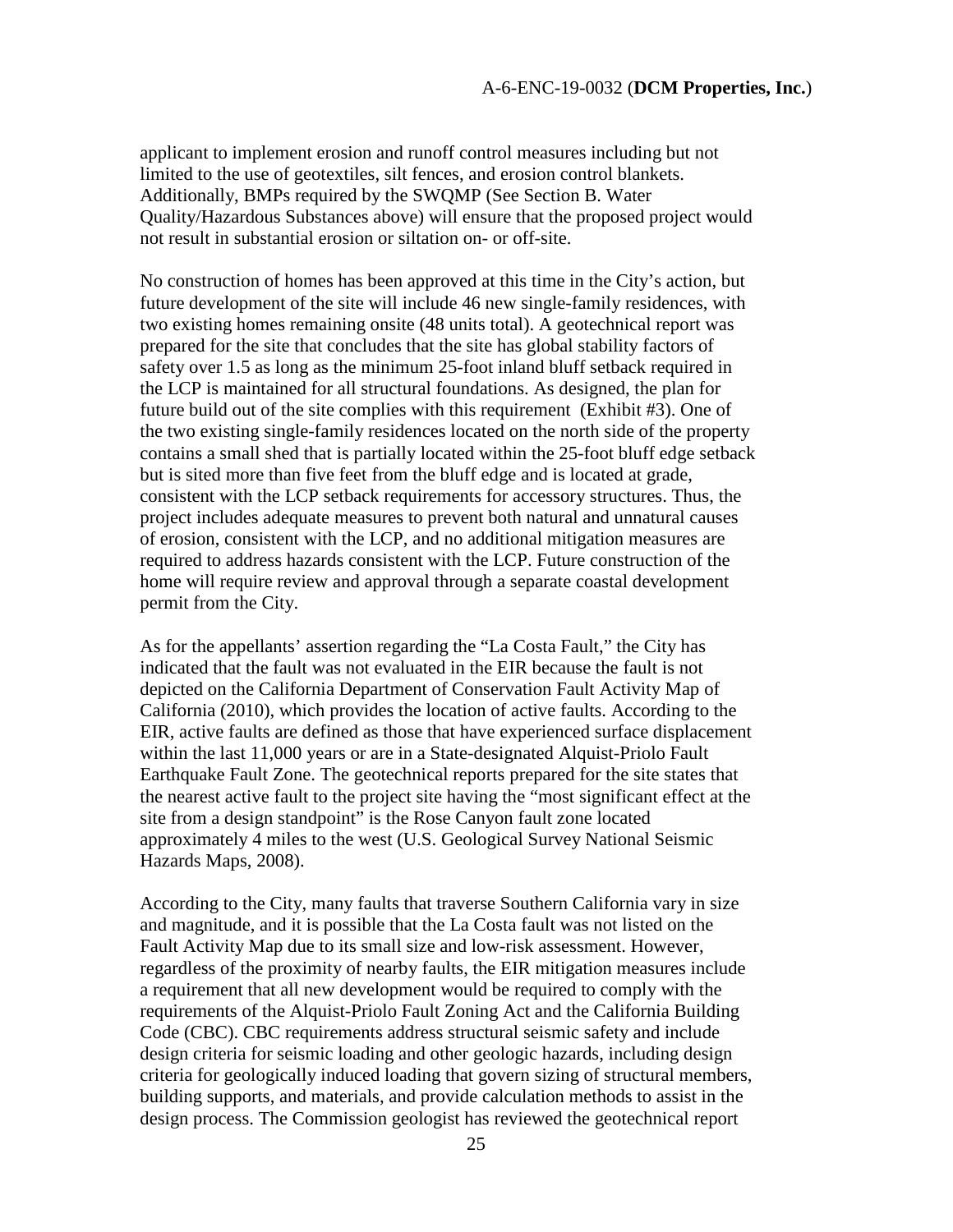applicant to implement erosion and runoff control measures including but not limited to the use of geotextiles, silt fences, and erosion control blankets. Additionally, BMPs required by the SWQMP (See Section B. Water Quality/Hazardous Substances above) will ensure that the proposed project would not result in substantial erosion or siltation on- or off-site.

No construction of homes has been approved at this time in the City's action, but future development of the site will include 46 new single-family residences, with two existing homes remaining onsite (48 units total). A geotechnical report was prepared for the site that concludes that the site has global stability factors of safety over 1.5 as long as the minimum 25-foot inland bluff setback required in the LCP is maintained for all structural foundations. As designed, the plan for future build out of the site complies with this requirement (Exhibit #3). One of the two existing single-family residences located on the north side of the property contains a small shed that is partially located within the 25-foot bluff edge setback but is sited more than five feet from the bluff edge and is located at grade, consistent with the LCP setback requirements for accessory structures. Thus, the project includes adequate measures to prevent both natural and unnatural causes of erosion, consistent with the LCP, and no additional mitigation measures are required to address hazards consistent with the LCP. Future construction of the home will require review and approval through a separate coastal development permit from the City.

As for the appellants' assertion regarding the "La Costa Fault," the City has indicated that the fault was not evaluated in the EIR because the fault is not depicted on the California Department of Conservation Fault Activity Map of California (2010), which provides the location of active faults. According to the EIR, active faults are defined as those that have experienced surface displacement within the last 11,000 years or are in a State-designated Alquist-Priolo Fault Earthquake Fault Zone. The geotechnical reports prepared for the site states that the nearest active fault to the project site having the "most significant effect at the site from a design standpoint" is the Rose Canyon fault zone located approximately 4 miles to the west (U.S. Geological Survey National Seismic Hazards Maps, 2008).

According to the City, many faults that traverse Southern California vary in size and magnitude, and it is possible that the La Costa fault was not listed on the Fault Activity Map due to its small size and low-risk assessment. However, regardless of the proximity of nearby faults, the EIR mitigation measures include a requirement that all new development would be required to comply with the requirements of the Alquist-Priolo Fault Zoning Act and the California Building Code (CBC). CBC requirements address structural seismic safety and include design criteria for seismic loading and other geologic hazards, including design criteria for geologically induced loading that govern sizing of structural members, building supports, and materials, and provide calculation methods to assist in the design process. The Commission geologist has reviewed the geotechnical report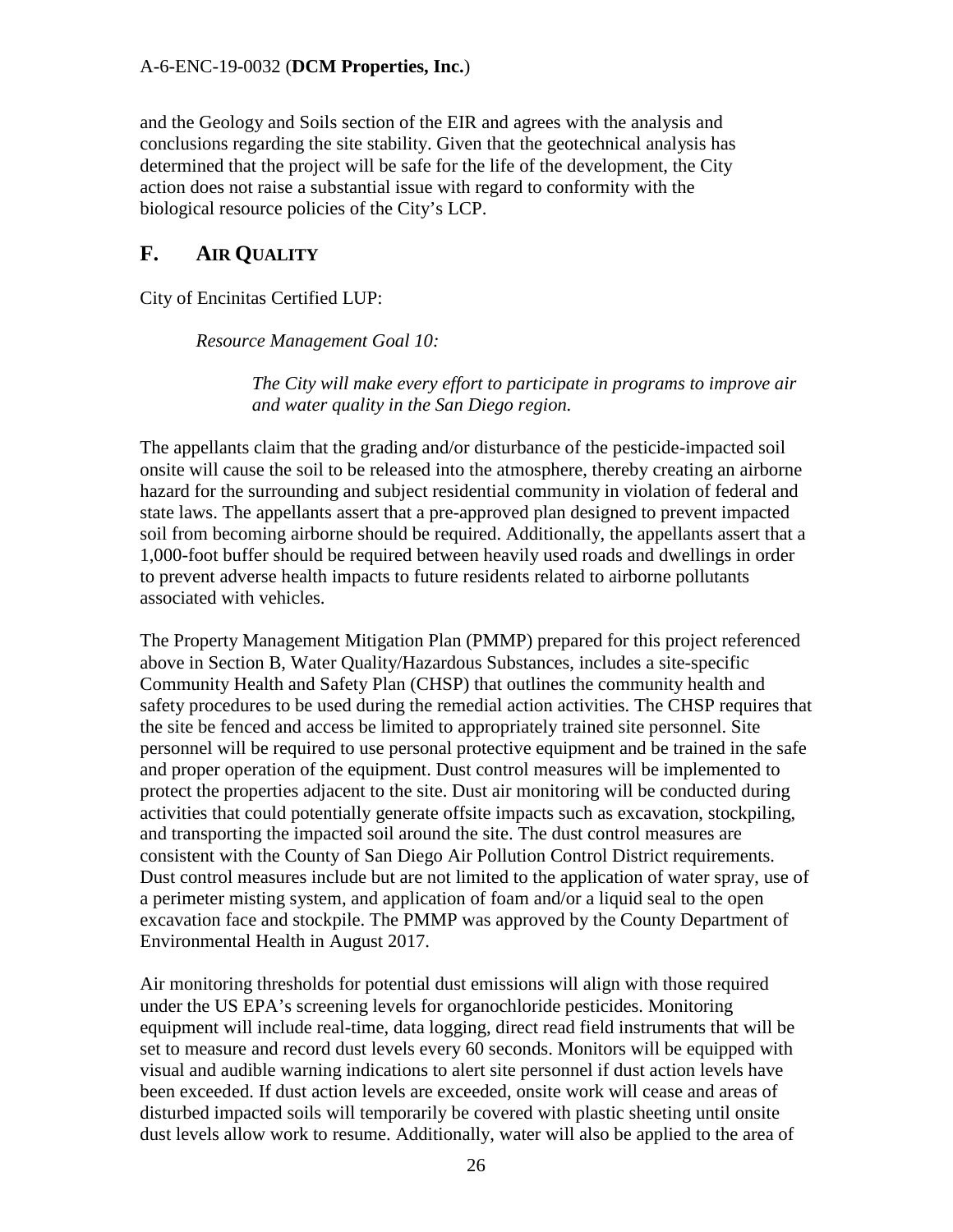and the Geology and Soils section of the EIR and agrees with the analysis and conclusions regarding the site stability. Given that the geotechnical analysis has determined that the project will be safe for the life of the development, the City action does not raise a substantial issue with regard to conformity with the biological resource policies of the City's LCP.

## F. AIR QUALITY

City of Encinitas Certified LUP:

> *Resource Management Goal 10:*
>
> > *The City will make every effort to participate in programs to improve air and water quality in the San Diego region.*

The appellants claim that the grading and/or disturbance of the pesticide-impacted soil onsite will cause the soil to be released into the atmosphere, thereby creating an airborne hazard for the surrounding and subject residential community in violation of federal and state laws. The appellants assert that a pre-approved plan designed to prevent impacted soil from becoming airborne should be required. Additionally, the appellants assert that a 1,000-foot buffer should be required between heavily used roads and dwellings in order to prevent adverse health impacts to future residents related to airborne pollutants associated with vehicles.

The Property Management Mitigation Plan (PMMP) prepared for this project referenced above in Section B, Water Quality/Hazardous Substances, includes a site-specific Community Health and Safety Plan (CHSP) that outlines the community health and safety procedures to be used during the remedial action activities. The CHSP requires that the site be fenced and access be limited to appropriately trained site personnel. Site personnel will be required to use personal protective equipment and be trained in the safe and proper operation of the equipment. Dust control measures will be implemented to protect the properties adjacent to the site. Dust air monitoring will be conducted during activities that could potentially generate offsite impacts such as excavation, stockpiling, and transporting the impacted soil around the site. The dust control measures are consistent with the County of San Diego Air Pollution Control District requirements. Dust control measures include but are not limited to the application of water spray, use of a perimeter misting system, and application of foam and/or a liquid seal to the open excavation face and stockpile. The PMMP was approved by the County Department of Environmental Health in August 2017.

Air monitoring thresholds for potential dust emissions will align with those required under the US EPA's screening levels for organochloride pesticides. Monitoring equipment will include real-time, data logging, direct read field instruments that will be set to measure and record dust levels every 60 seconds. Monitors will be equipped with visual and audible warning indications to alert site personnel if dust action levels have been exceeded. If dust action levels are exceeded, onsite work will cease and areas of disturbed impacted soils will temporarily be covered with plastic sheeting until onsite dust levels allow work to resume. Additionally, water will also be applied to the area of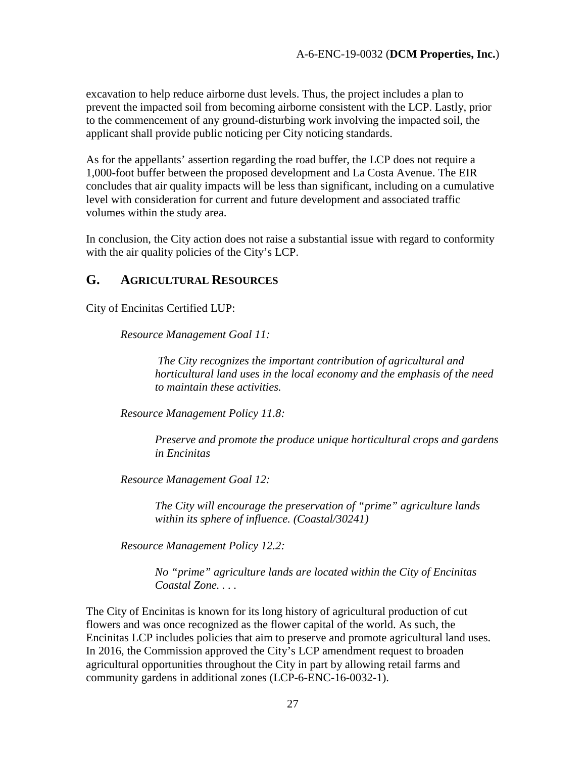excavation to help reduce airborne dust levels. Thus, the project includes a plan to prevent the impacted soil from becoming airborne consistent with the LCP. Lastly, prior to the commencement of any ground-disturbing work involving the impacted soil, the applicant shall provide public noticing per City noticing standards.

As for the appellants' assertion regarding the road buffer, the LCP does not require a 1,000-foot buffer between the proposed development and La Costa Avenue. The EIR concludes that air quality impacts will be less than significant, including on a cumulative level with consideration for current and future development and associated traffic volumes within the study area.

In conclusion, the City action does not raise a substantial issue with regard to conformity with the air quality policies of the City's LCP.

## G. AGRICULTURAL RESOURCES

City of Encinitas Certified LUP:

> *Resource Management Goal 11:*
>
> > *The City recognizes the important contribution of agricultural and horticultural land uses in the local economy and the emphasis of the need to maintain these activities.*
>
> *Resource Management Policy 11.8:*
>
> > *Preserve and promote the produce unique horticultural crops and gardens in Encinitas*
>
> *Resource Management Goal 12:*
>
> > *The City will encourage the preservation of "prime" agriculture lands within its sphere of influence. (Coastal/30241)*
>
> *Resource Management Policy 12.2:*
>
> > *No "prime" agriculture lands are located within the City of Encinitas Coastal Zone. . . .*

The City of Encinitas is known for its long history of agricultural production of cut flowers and was once recognized as the flower capital of the world. As such, the Encinitas LCP includes policies that aim to preserve and promote agricultural land uses. In 2016, the Commission approved the City's LCP amendment request to broaden agricultural opportunities throughout the City in part by allowing retail farms and community gardens in additional zones (LCP-6-ENC-16-0032-1).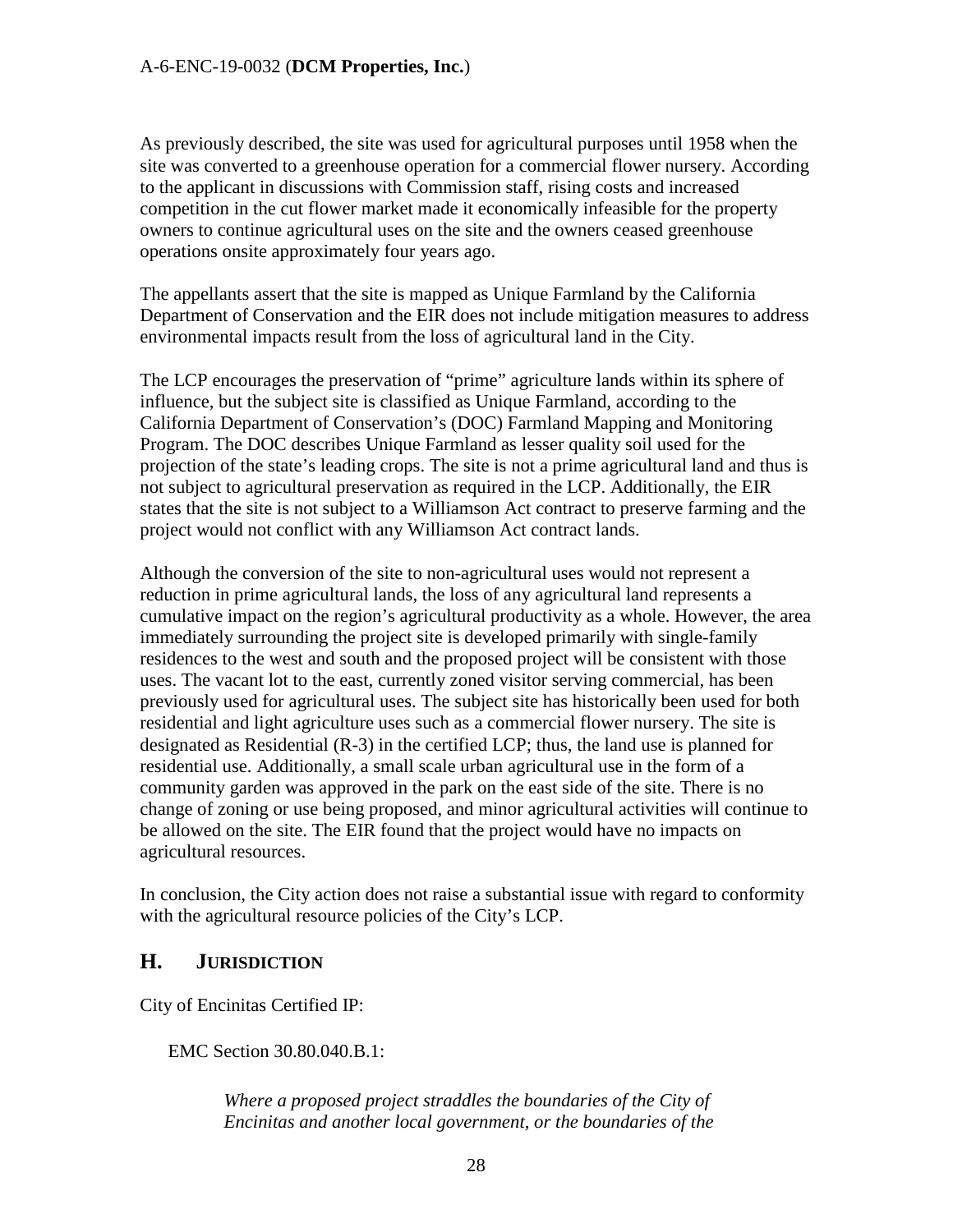As previously described, the site was used for agricultural purposes until 1958 when the site was converted to a greenhouse operation for a commercial flower nursery. According to the applicant in discussions with Commission staff, rising costs and increased competition in the cut flower market made it economically infeasible for the property owners to continue agricultural uses on the site and the owners ceased greenhouse operations onsite approximately four years ago.

The appellants assert that the site is mapped as Unique Farmland by the California Department of Conservation and the EIR does not include mitigation measures to address environmental impacts result from the loss of agricultural land in the City.

The LCP encourages the preservation of "prime" agriculture lands within its sphere of influence, but the subject site is classified as Unique Farmland, according to the California Department of Conservation's (DOC) Farmland Mapping and Monitoring Program. The DOC describes Unique Farmland as lesser quality soil used for the projection of the state's leading crops. The site is not a prime agricultural land and thus is not subject to agricultural preservation as required in the LCP. Additionally, the EIR states that the site is not subject to a Williamson Act contract to preserve farming and the project would not conflict with any Williamson Act contract lands.

Although the conversion of the site to non-agricultural uses would not represent a reduction in prime agricultural lands, the loss of any agricultural land represents a cumulative impact on the region's agricultural productivity as a whole. However, the area immediately surrounding the project site is developed primarily with single-family residences to the west and south and the proposed project will be consistent with those uses. The vacant lot to the east, currently zoned visitor serving commercial, has been previously used for agricultural uses. The subject site has historically been used for both residential and light agriculture uses such as a commercial flower nursery. The site is designated as Residential (R-3) in the certified LCP; thus, the land use is planned for residential use. Additionally, a small scale urban agricultural use in the form of a community garden was approved in the park on the east side of the site. There is no change of zoning or use being proposed, and minor agricultural activities will continue to be allowed on the site. The EIR found that the project would have no impacts on agricultural resources.

In conclusion, the City action does not raise a substantial issue with regard to conformity with the agricultural resource policies of the City's LCP.

## H. JURISDICTION

City of Encinitas Certified IP:

EMC Section 30.80.040.B.1:

> *Where a proposed project straddles the boundaries of the City of Encinitas and another local government, or the boundaries of the*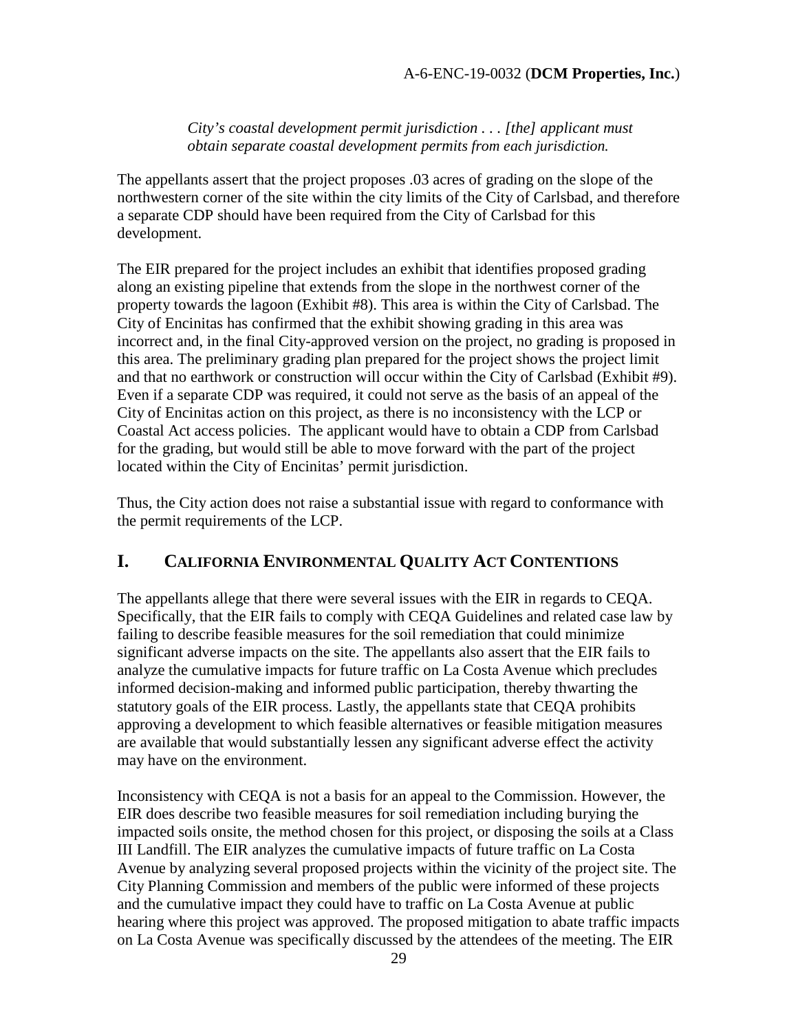*City's coastal development permit jurisdiction . . . [the] applicant must obtain separate coastal development permits from each jurisdiction.*

The appellants assert that the project proposes .03 acres of grading on the slope of the northwestern corner of the site within the city limits of the City of Carlsbad, and therefore a separate CDP should have been required from the City of Carlsbad for this development.

The EIR prepared for the project includes an exhibit that identifies proposed grading along an existing pipeline that extends from the slope in the northwest corner of the property towards the lagoon (Exhibit #8). This area is within the City of Carlsbad. The City of Encinitas has confirmed that the exhibit showing grading in this area was incorrect and, in the final City-approved version on the project, no grading is proposed in this area. The preliminary grading plan prepared for the project shows the project limit and that no earthwork or construction will occur within the City of Carlsbad (Exhibit #9). Even if a separate CDP was required, it could not serve as the basis of an appeal of the City of Encinitas action on this project, as there is no inconsistency with the LCP or Coastal Act access policies. The applicant would have to obtain a CDP from Carlsbad for the grading, but would still be able to move forward with the part of the project located within the City of Encinitas' permit jurisdiction.

Thus, the City action does not raise a substantial issue with regard to conformance with the permit requirements of the LCP.

## I. CALIFORNIA ENVIRONMENTAL QUALITY ACT CONTENTIONS

The appellants allege that there were several issues with the EIR in regards to CEQA. Specifically, that the EIR fails to comply with CEQA Guidelines and related case law by failing to describe feasible measures for the soil remediation that could minimize significant adverse impacts on the site. The appellants also assert that the EIR fails to analyze the cumulative impacts for future traffic on La Costa Avenue which precludes informed decision-making and informed public participation, thereby thwarting the statutory goals of the EIR process. Lastly, the appellants state that CEQA prohibits approving a development to which feasible alternatives or feasible mitigation measures are available that would substantially lessen any significant adverse effect the activity may have on the environment.

Inconsistency with CEQA is not a basis for an appeal to the Commission. However, the EIR does describe two feasible measures for soil remediation including burying the impacted soils onsite, the method chosen for this project, or disposing the soils at a Class III Landfill. The EIR analyzes the cumulative impacts of future traffic on La Costa Avenue by analyzing several proposed projects within the vicinity of the project site. The City Planning Commission and members of the public were informed of these projects and the cumulative impact they could have to traffic on La Costa Avenue at public hearing where this project was approved. The proposed mitigation to abate traffic impacts on La Costa Avenue was specifically discussed by the attendees of the meeting. The EIR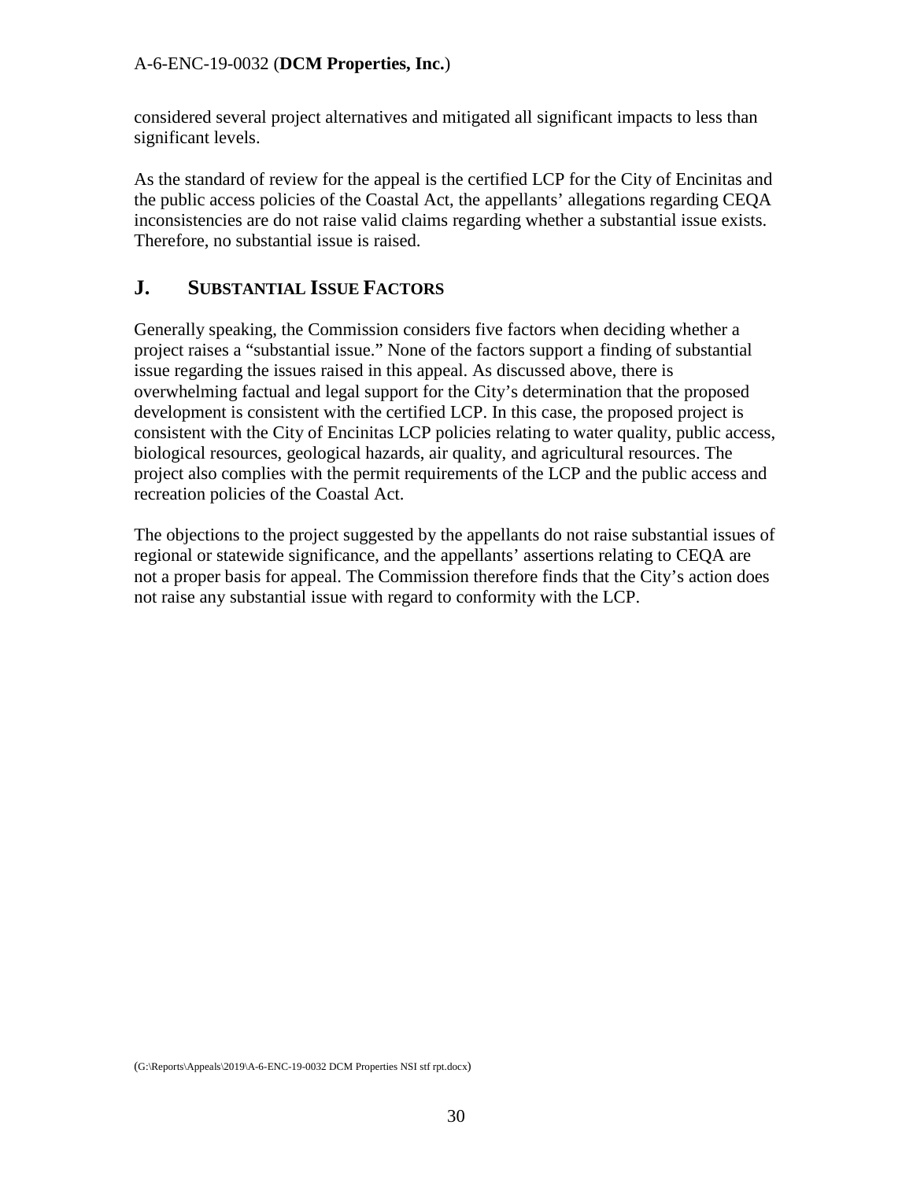considered several project alternatives and mitigated all significant impacts to less than significant levels.

As the standard of review for the appeal is the certified LCP for the City of Encinitas and the public access policies of the Coastal Act, the appellants' allegations regarding CEQA inconsistencies are do not raise valid claims regarding whether a substantial issue exists. Therefore, no substantial issue is raised.

## J. SUBSTANTIAL ISSUE FACTORS

Generally speaking, the Commission considers five factors when deciding whether a project raises a "substantial issue." None of the factors support a finding of substantial issue regarding the issues raised in this appeal. As discussed above, there is overwhelming factual and legal support for the City's determination that the proposed development is consistent with the certified LCP. In this case, the proposed project is consistent with the City of Encinitas LCP policies relating to water quality, public access, biological resources, geological hazards, air quality, and agricultural resources. The project also complies with the permit requirements of the LCP and the public access and recreation policies of the Coastal Act.

The objections to the project suggested by the appellants do not raise substantial issues of regional or statewide significance, and the appellants' assertions relating to CEQA are not a proper basis for appeal. The Commission therefore finds that the City's action does not raise any substantial issue with regard to conformity with the LCP.

(G:\Reports\Appeals\2019\A-6-ENC-19-0032 DCM Properties NSI stf rpt.docx)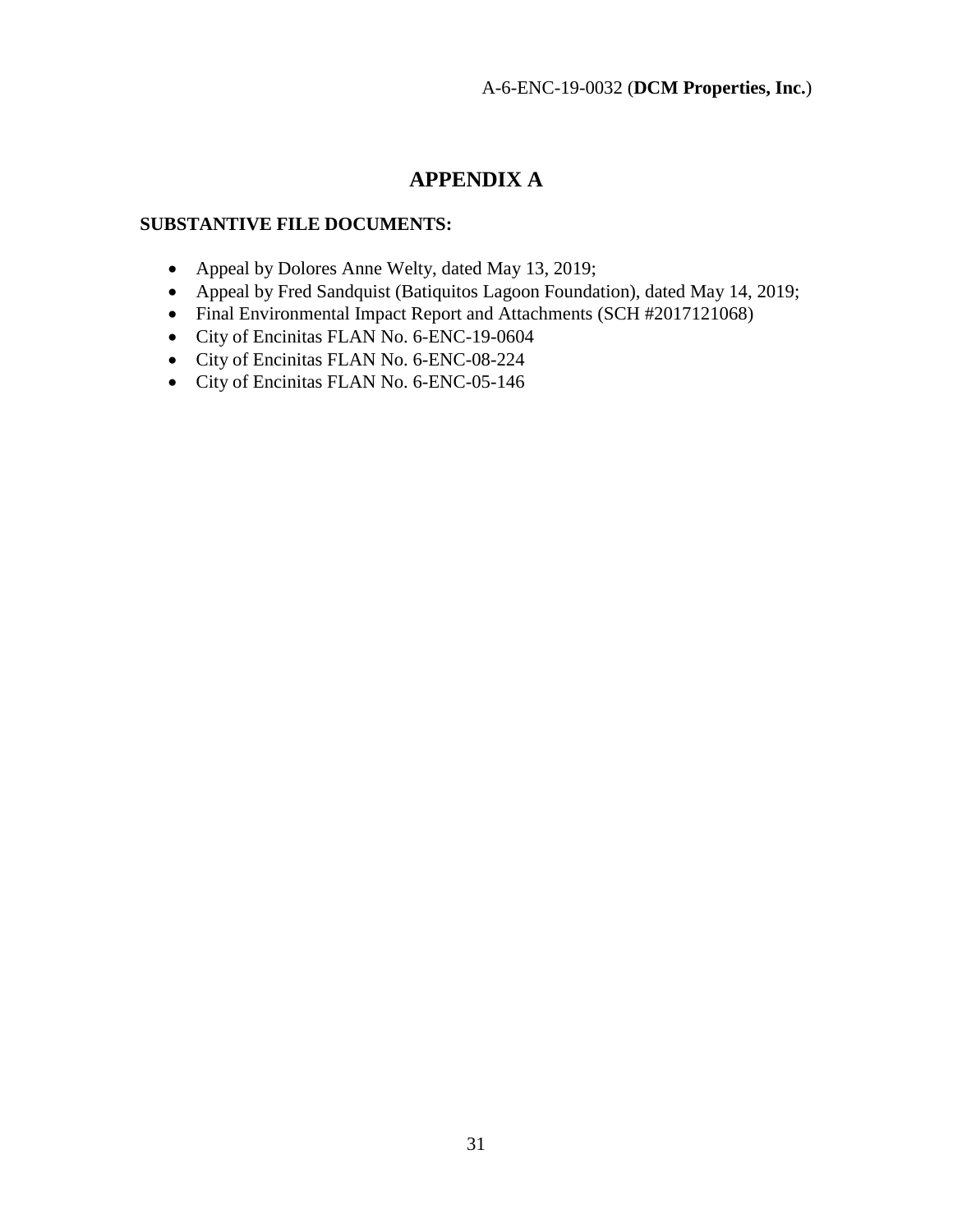# APPENDIX A

**SUBSTANTIVE FILE DOCUMENTS:**

- Appeal by Dolores Anne Welty, dated May 13, 2019;
- Appeal by Fred Sandquist (Batiquitos Lagoon Foundation), dated May 14, 2019;
- Final Environmental Impact Report and Attachments (SCH #2017121068)
- City of Encinitas FLAN No. 6-ENC-19-0604
- City of Encinitas FLAN No. 6-ENC-08-224
- City of Encinitas FLAN No. 6-ENC-05-146